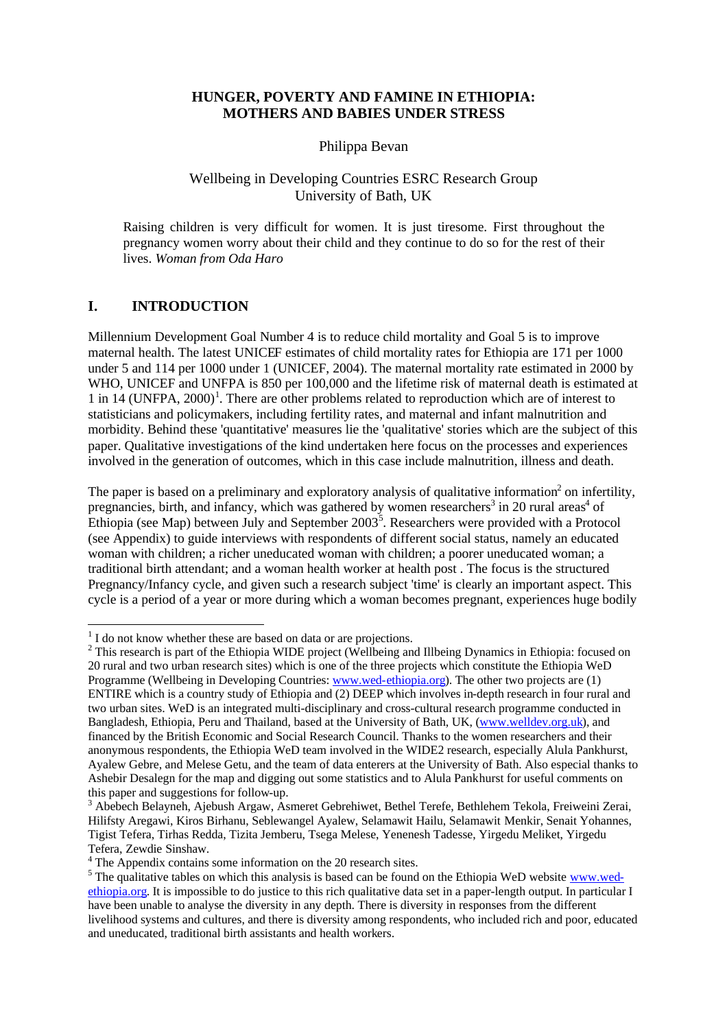# HUNGER, POVERTY AND FAMINE IN ETHIOPIA: MOTHERS AND BABIES UNDER STRESS

Philippa Bevan

Wellbeing in Developing Countries ESRC Research Group
University of Bath, UK

> Raising children is very difficult for women. It is just tiresome. First throughout the pregnancy women worry about their child and they continue to do so for the rest of their lives. *Woman from Oda Haro*

## I. INTRODUCTION

Millennium Development Goal Number 4 is to reduce child mortality and Goal 5 is to improve maternal health. The latest UNICEF estimates of child mortality rates for Ethiopia are 171 per 1000 under 5 and 114 per 1000 under 1 (UNICEF, 2004). The maternal mortality rate estimated in 2000 by WHO, UNICEF and UNFPA is 850 per 100,000 and the lifetime risk of maternal death is estimated at 1 in 14 (UNFPA, 2000)[1]. There are other problems related to reproduction which are of interest to statisticians and policymakers, including fertility rates, and maternal and infant malnutrition and morbidity. Behind these 'quantitative' measures lie the 'qualitative' stories which are the subject of this paper. Qualitative investigations of the kind undertaken here focus on the processes and experiences involved in the generation of outcomes, which in this case include malnutrition, illness and death.

The paper is based on a preliminary and exploratory analysis of qualitative information[2] on infertility, pregnancies, birth, and infancy, which was gathered by women researchers[3] in 20 rural areas[4] of Ethiopia (see Map) between July and September 2003[5]. Researchers were provided with a Protocol (see Appendix) to guide interviews with respondents of different social status, namely an educated woman with children; a richer uneducated woman with children; a poorer uneducated woman; a traditional birth attendant; and a woman health worker at health post . The focus is the structured Pregnancy/Infancy cycle, and given such a research subject 'time' is clearly an important aspect. This cycle is a period of a year or more during which a woman becomes pregnant, experiences huge bodily

---

[1] I do not know whether these are based on data or are projections.

[2] This research is part of the Ethiopia WIDE project (Wellbeing and Illbeing Dynamics in Ethiopia: focused on 20 rural and two urban research sites) which is one of the three projects which constitute the Ethiopia WeD Programme (Wellbeing in Developing Countries: www.wed-ethiopia.org). The other two projects are (1) ENTIRE which is a country study of Ethiopia and (2) DEEP which involves in-depth research in four rural and two urban sites. WeD is an integrated multi-disciplinary and cross-cultural research programme conducted in Bangladesh, Ethiopia, Peru and Thailand, based at the University of Bath, UK, (www.welldev.org.uk), and financed by the British Economic and Social Research Council. Thanks to the women researchers and their anonymous respondents, the Ethiopia WeD team involved in the WIDE2 research, especially Alula Pankhurst, Ayalew Gebre, and Melese Getu, and the team of data enterers at the University of Bath. Also especial thanks to Ashebir Desalegn for the map and digging out some statistics and to Alula Pankhurst for useful comments on this paper and suggestions for follow-up.

[3] Abebech Belayneh, Ajebush Argaw, Asmeret Gebrehiwet, Bethel Terefe, Bethlehem Tekola, Freiweini Zerai, Hilifsty Aregawi, Kiros Birhanu, Seblewangel Ayalew, Selamawit Hailu, Selamawit Menkir, Senait Yohannes, Tigist Tefera, Tirhas Redda, Tizita Jemberu, Tsega Melese, Yenenesh Tadesse, Yirgedu Meliket, Yirgedu Tefera, Zewdie Sinshaw.

[4] The Appendix contains some information on the 20 research sites.

[5] The qualitative tables on which this analysis is based can be found on the Ethiopia WeD website www.wed-ethiopia.org. It is impossible to do justice to this rich qualitative data set in a paper-length output. In particular I have been unable to analyse the diversity in any depth. There is diversity in responses from the different livelihood systems and cultures, and there is diversity among respondents, who included rich and poor, educated and uneducated, traditional birth assistants and health workers.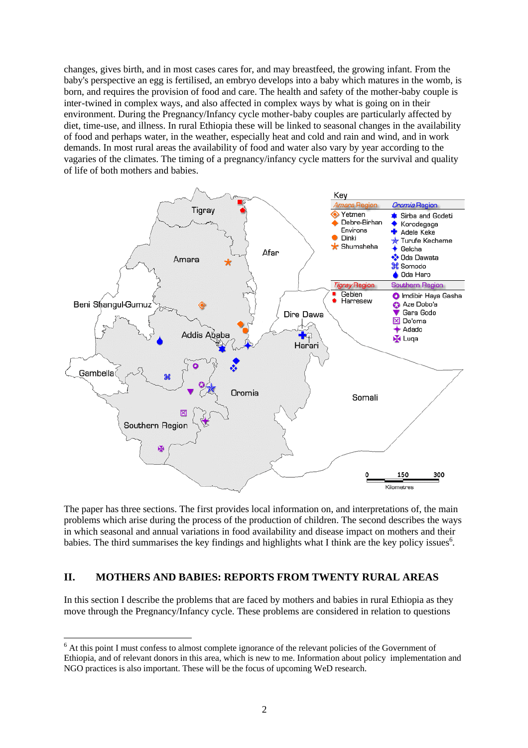changes, gives birth, and in most cases cares for, and may breastfeed, the growing infant. From the baby's perspective an egg is fertilised, an embryo develops into a baby which matures in the womb, is born, and requires the provision of food and care. The health and safety of the mother-baby couple is inter-twined in complex ways, and also affected in complex ways by what is going on in their environment. During the Pregnancy/Infancy cycle mother-baby couples are particularly affected by diet, time-use, and illness. In rural Ethiopia these will be linked to seasonal changes in the availability of food and perhaps water, in the weather, especially heat and cold and rain and wind, and in work demands. In most rural areas the availability of food and water also vary by year according to the vagaries of the climates. The timing of a pregnancy/infancy cycle matters for the survival and quality of life of both mothers and babies.

The paper has three sections. The first provides local information on, and interpretations of, the main problems which arise during the process of the production of children. The second describes the ways in which seasonal and annual variations in food availability and disease impact on mothers and their babies. The third summarises the key findings and highlights what I think are the key policy issues[6].

## II. MOTHERS AND BABIES: REPORTS FROM TWENTY RURAL AREAS

In this section I describe the problems that are faced by mothers and babies in rural Ethiopia as they move through the Pregnancy/Infancy cycle. These problems are considered in relation to questions

---

[6] At this point I must confess to almost complete ignorance of the relevant policies of the Government of Ethiopia, and of relevant donors in this area, which is new to me. Information about policy implementation and NGO practices is also important. These will be the focus of upcoming WeD research.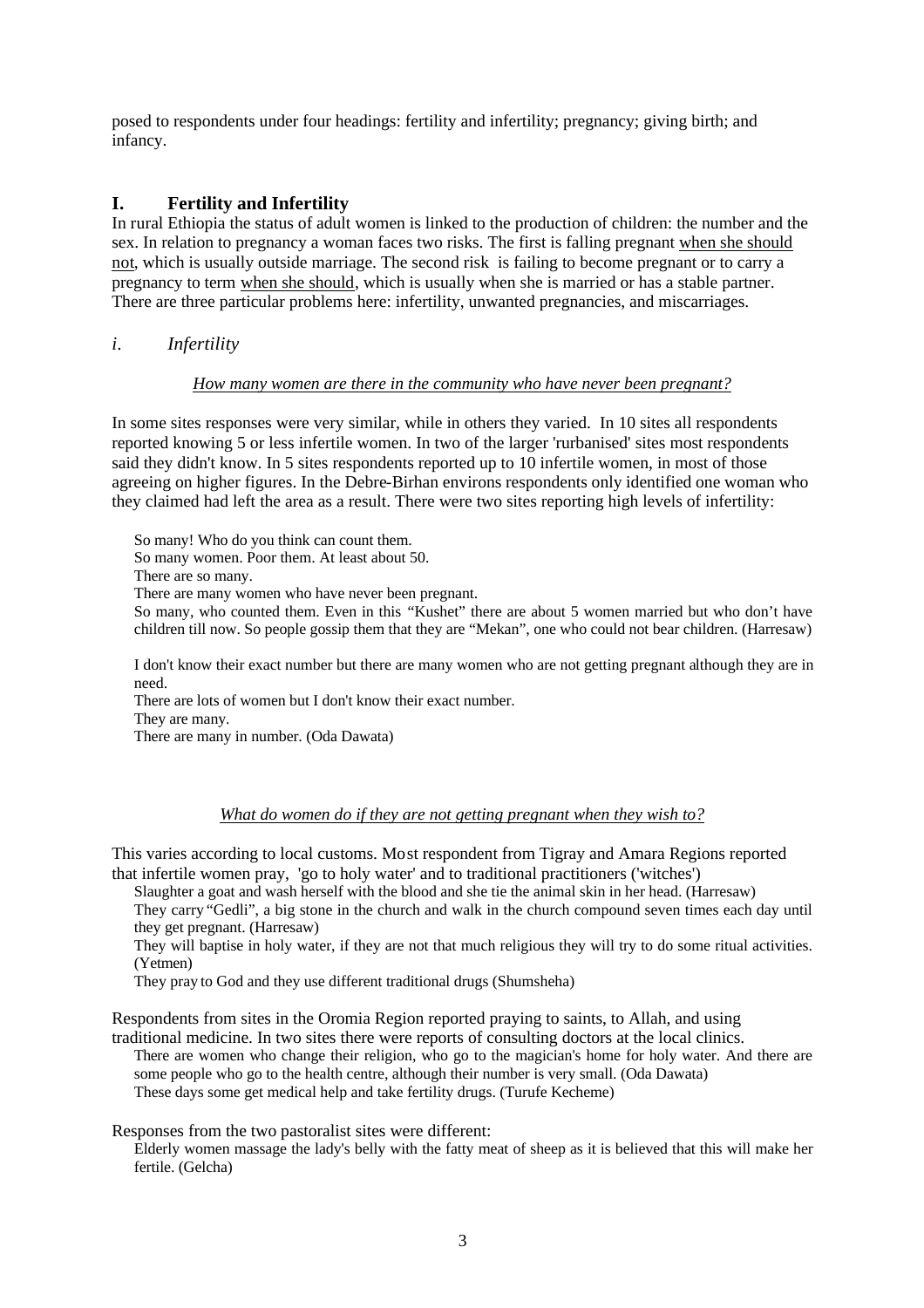posed to respondents under four headings: fertility and infertility; pregnancy; giving birth; and infancy.

## I. Fertility and Infertility

In rural Ethiopia the status of adult women is linked to the production of children: the number and the sex. In relation to pregnancy a woman faces two risks. The first is falling pregnant when she should not, which is usually outside marriage. The second risk is failing to become pregnant or to carry a pregnancy to term when she should, which is usually when she is married or has a stable partner. There are three particular problems here: infertility, unwanted pregnancies, and miscarriages.

### *i. Infertility*

*How many women are there in the community who have never been pregnant?*

In some sites responses were very similar, while in others they varied. In 10 sites all respondents reported knowing 5 or less infertile women. In two of the larger 'rurbanised' sites most respondents said they didn't know. In 5 sites respondents reported up to 10 infertile women, in most of those agreeing on higher figures. In the Debre-Birhan environs respondents only identified one woman who they claimed had left the area as a result. There were two sites reporting high levels of infertility:

> So many! Who do you think can count them.
> So many women. Poor them. At least about 50.
> There are so many.
> There are many women who have never been pregnant.
> So many, who counted them. Even in this "Kushet" there are about 5 women married but who don't have children till now. So people gossip them that they are "Mekan", one who could not bear children. (Harresaw)

> I don't know their exact number but there are many women who are not getting pregnant although they are in need.
> There are lots of women but I don't know their exact number.
> They are many.
> There are many in number. (Oda Dawata)

*What do women do if they are not getting pregnant when they wish to?*

This varies according to local customs. Most respondent from Tigray and Amara Regions reported that infertile women pray, 'go to holy water' and to traditional practitioners ('witches')

> Slaughter a goat and wash herself with the blood and she tie the animal skin in her head. (Harresaw)
> They carry "Gedli", a big stone in the church and walk in the church compound seven times each day until they get pregnant. (Harresaw)
> They will baptise in holy water, if they are not that much religious they will try to do some ritual activities. (Yetmen)
> They pray to God and they use different traditional drugs (Shumsheha)

Respondents from sites in the Oromia Region reported praying to saints, to Allah, and using traditional medicine. In two sites there were reports of consulting doctors at the local clinics.

> There are women who change their religion, who go to the magician's home for holy water. And there are some people who go to the health centre, although their number is very small. (Oda Dawata)
> These days some get medical help and take fertility drugs. (Turufe Kecheme)

Responses from the two pastoralist sites were different:

> Elderly women massage the lady's belly with the fatty meat of sheep as it is believed that this will make her fertile. (Gelcha)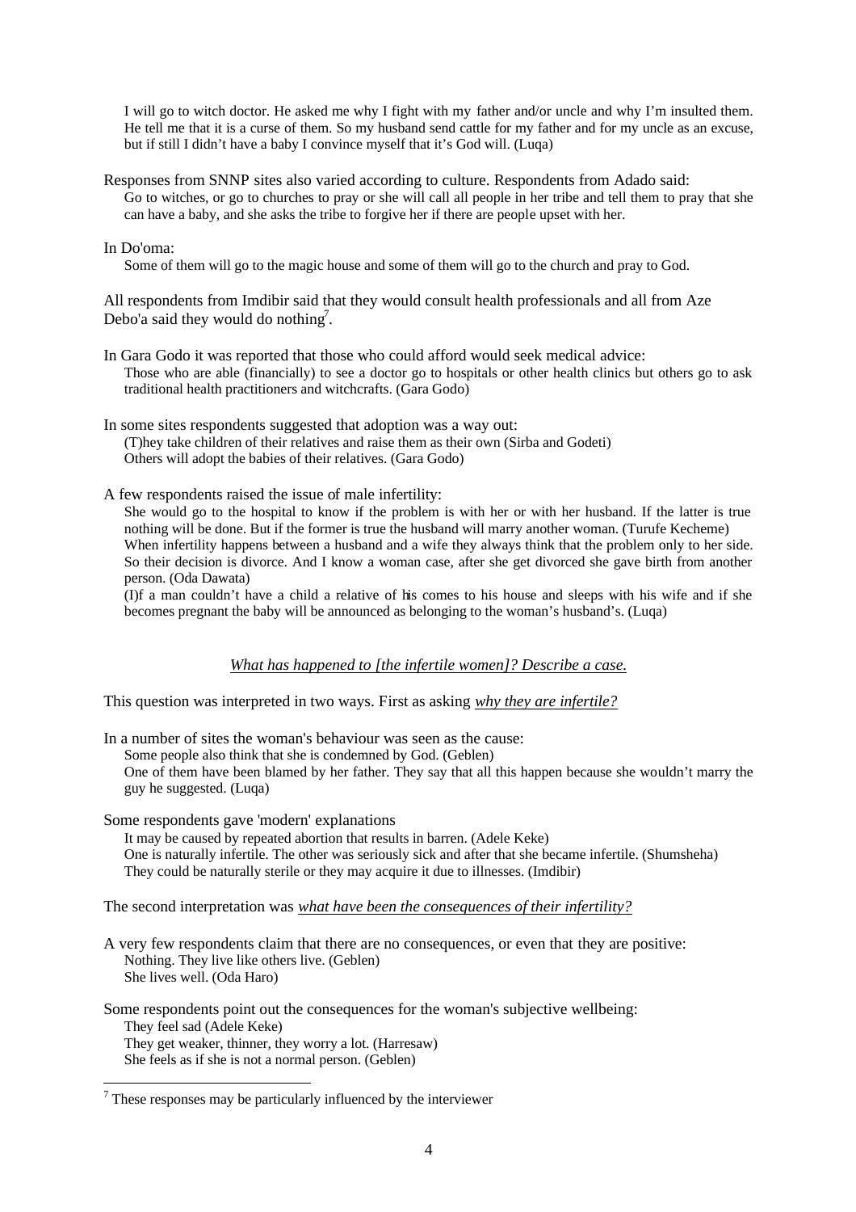> I will go to witch doctor. He asked me why I fight with my father and/or uncle and why I'm insulted them. He tell me that it is a curse of them. So my husband send cattle for my father and for my uncle as an excuse, but if still I didn't have a baby I convince myself that it's God will. (Luqa)

Responses from SNNP sites also varied according to culture. Respondents from Adado said:

> Go to witches, or go to churches to pray or she will call all people in her tribe and tell them to pray that she can have a baby, and she asks the tribe to forgive her if there are people upset with her.

In Do'oma:

> Some of them will go to the magic house and some of them will go to the church and pray to God.

All respondents from Imdibir said that they would consult health professionals and all from Aze Debo'a said they would do nothing[7].

In Gara Godo it was reported that those who could afford would seek medical advice:

> Those who are able (financially) to see a doctor go to hospitals or other health clinics but others go to ask traditional health practitioners and witchcrafts. (Gara Godo)

In some sites respondents suggested that adoption was a way out:

> (T)hey take children of their relatives and raise them as their own (Sirba and Godeti)
> Others will adopt the babies of their relatives. (Gara Godo)

A few respondents raised the issue of male infertility:

> She would go to the hospital to know if the problem is with her or with her husband. If the latter is true nothing will be done. But if the former is true the husband will marry another woman. (Turufe Kecheme)
> When infertility happens between a husband and a wife they always think that the problem only to her side. So their decision is divorce. And I know a woman case, after she get divorced she gave birth from another person. (Oda Dawata)
> (I)f a man couldn't have a child a relative of his comes to his house and sleeps with his wife and if she becomes pregnant the baby will be announced as belonging to the woman's husband's. (Luqa)

*What has happened to [the infertile women]? Describe a case.*

This question was interpreted in two ways. First as asking *why they are infertile?*

In a number of sites the woman's behaviour was seen as the cause:

> Some people also think that she is condemned by God. (Geblen)
> One of them have been blamed by her father. They say that all this happen because she wouldn't marry the guy he suggested. (Luqa)

Some respondents gave 'modern' explanations

> It may be caused by repeated abortion that results in barren. (Adele Keke)
> One is naturally infertile. The other was seriously sick and after that she became infertile. (Shumsheha)
> They could be naturally sterile or they may acquire it due to illnesses. (Imdibir)

The second interpretation was *what have been the consequences of their infertility?*

A very few respondents claim that there are no consequences, or even that they are positive:

> Nothing. They live like others live. (Geblen)
> She lives well. (Oda Haro)

Some respondents point out the consequences for the woman's subjective wellbeing:

> They feel sad (Adele Keke)
> They get weaker, thinner, they worry a lot. (Harresaw)
> She feels as if she is not a normal person. (Geblen)

---

[7] These responses may be particularly influenced by the interviewer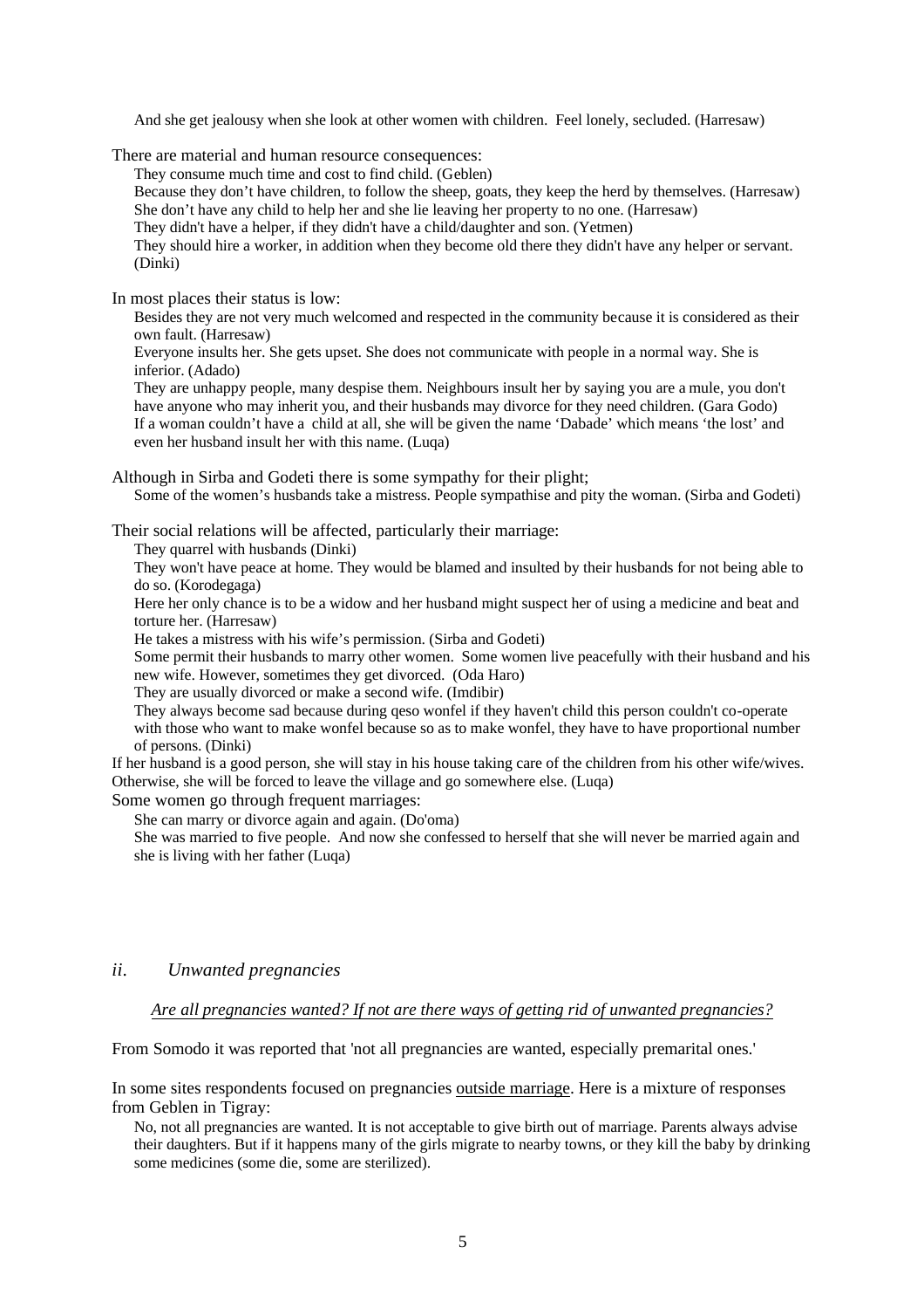And she get jealousy when she look at other women with children. Feel lonely, secluded. (Harresaw)

There are material and human resource consequences:

They consume much time and cost to find child. (Geblen)
Because they don't have children, to follow the sheep, goats, they keep the herd by themselves. (Harresaw)
She don't have any child to help her and she lie leaving her property to no one. (Harresaw)
They didn't have a helper, if they didn't have a child/daughter and son. (Yetmen)
They should hire a worker, in addition when they become old there they didn't have any helper or servant. (Dinki)

In most places their status is low:

Besides they are not very much welcomed and respected in the community because it is considered as their own fault. (Harresaw)
Everyone insults her. She gets upset. She does not communicate with people in a normal way. She is inferior. (Adado)
They are unhappy people, many despise them. Neighbours insult her by saying you are a mule, you don't have anyone who may inherit you, and their husbands may divorce for they need children. (Gara Godo)
If a woman couldn't have a child at all, she will be given the name 'Dabade' which means 'the lost' and even her husband insult her with this name. (Luqa)

Although in Sirba and Godeti there is some sympathy for their plight;

Some of the women's husbands take a mistress. People sympathise and pity the woman. (Sirba and Godeti)

Their social relations will be affected, particularly their marriage:

They quarrel with husbands (Dinki)
They won't have peace at home. They would be blamed and insulted by their husbands for not being able to do so. (Korodegaga)
Here her only chance is to be a widow and her husband might suspect her of using a medicine and beat and torture her. (Harresaw)
He takes a mistress with his wife's permission. (Sirba and Godeti)
Some permit their husbands to marry other women. Some women live peacefully with their husband and his new wife. However, sometimes they get divorced. (Oda Haro)
They are usually divorced or make a second wife. (Imdibir)
They always become sad because during qeso wonfel if they haven't child this person couldn't co-operate with those who want to make wonfel because so as to make wonfel, they have to have proportional number of persons. (Dinki)

If her husband is a good person, she will stay in his house taking care of the children from his other wife/wives. Otherwise, she will be forced to leave the village and go somewhere else. (Luqa)

Some women go through frequent marriages:

She can marry or divorce again and again. (Do'oma)
She was married to five people. And now she confessed to herself that she will never be married again and she is living with her father (Luqa)

### *ii. Unwanted pregnancies*

*Are all pregnancies wanted? If not are there ways of getting rid of unwanted pregnancies?*

From Somodo it was reported that 'not all pregnancies are wanted, especially premarital ones.'

In some sites respondents focused on pregnancies outside marriage. Here is a mixture of responses from Geblen in Tigray:

No, not all pregnancies are wanted. It is not acceptable to give birth out of marriage. Parents always advise their daughters. But if it happens many of the girls migrate to nearby towns, or they kill the baby by drinking some medicines (some die, some are sterilized).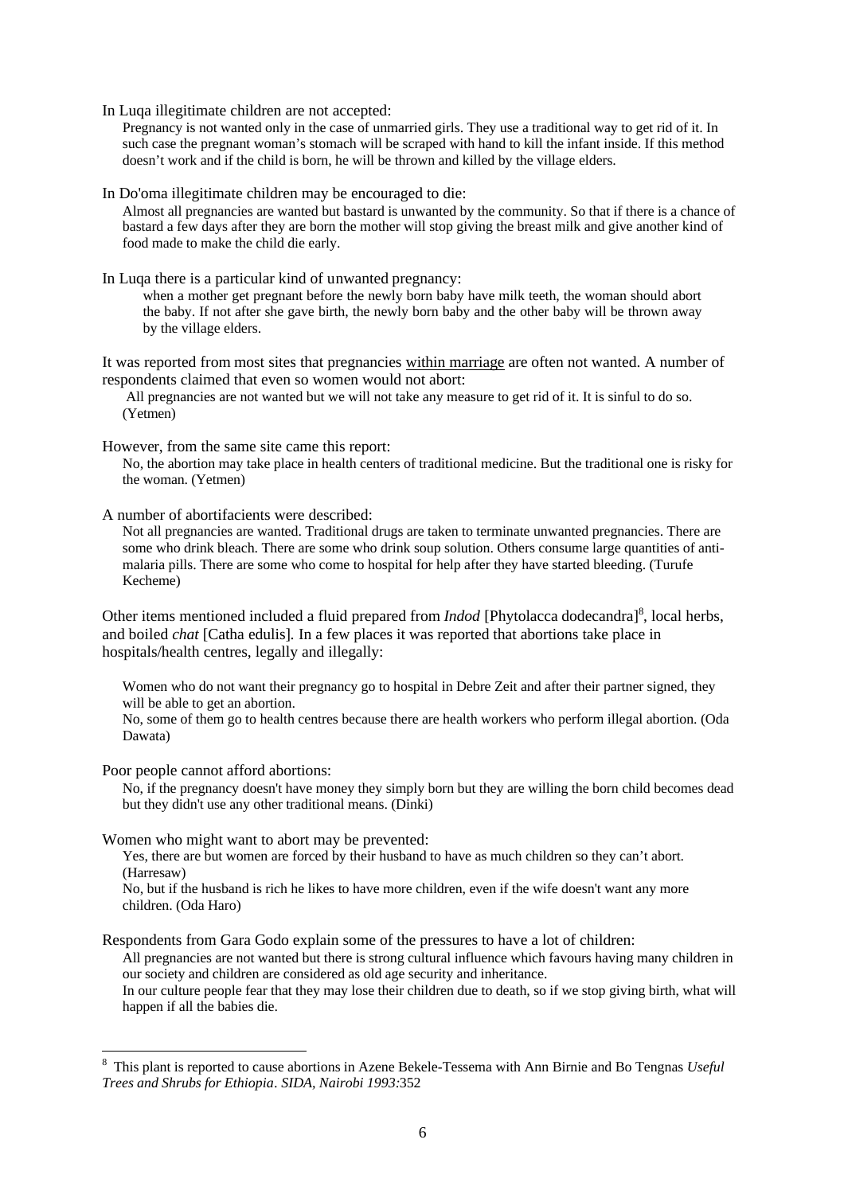In Luqa illegitimate children are not accepted:

> Pregnancy is not wanted only in the case of unmarried girls. They use a traditional way to get rid of it. In such case the pregnant woman's stomach will be scraped with hand to kill the infant inside. If this method doesn't work and if the child is born, he will be thrown and killed by the village elders.

In Do'oma illegitimate children may be encouraged to die:

> Almost all pregnancies are wanted but bastard is unwanted by the community. So that if there is a chance of bastard a few days after they are born the mother will stop giving the breast milk and give another kind of food made to make the child die early.

In Luqa there is a particular kind of unwanted pregnancy:

> when a mother get pregnant before the newly born baby have milk teeth, the woman should abort the baby. If not after she gave birth, the newly born baby and the other baby will be thrown away by the village elders.

It was reported from most sites that pregnancies <u>within marriage</u> are often not wanted. A number of respondents claimed that even so women would not abort:

> All pregnancies are not wanted but we will not take any measure to get rid of it. It is sinful to do so. (Yetmen)

However, from the same site came this report:

> No, the abortion may take place in health centers of traditional medicine. But the traditional one is risky for the woman. (Yetmen)

A number of abortifacients were described:

> Not all pregnancies are wanted. Traditional drugs are taken to terminate unwanted pregnancies. There are some who drink bleach. There are some who drink soup solution. Others consume large quantities of anti-malaria pills. There are some who come to hospital for help after they have started bleeding. (Turufe Kecheme)

Other items mentioned included a fluid prepared from *Indod* [Phytolacca dodecandra][8], local herbs, and boiled *chat* [Catha edulis]. In a few places it was reported that abortions take place in hospitals/health centres, legally and illegally:

> Women who do not want their pregnancy go to hospital in Debre Zeit and after their partner signed, they will be able to get an abortion.
>
> No, some of them go to health centres because there are health workers who perform illegal abortion. (Oda Dawata)

Poor people cannot afford abortions:

> No, if the pregnancy doesn't have money they simply born but they are willing the born child becomes dead but they didn't use any other traditional means. (Dinki)

Women who might want to abort may be prevented:

> Yes, there are but women are forced by their husband to have as much children so they can't abort. (Harresaw)
>
> No, but if the husband is rich he likes to have more children, even if the wife doesn't want any more children. (Oda Haro)

Respondents from Gara Godo explain some of the pressures to have a lot of children:

> All pregnancies are not wanted but there is strong cultural influence which favours having many children in our society and children are considered as old age security and inheritance.
>
> In our culture people fear that they may lose their children due to death, so if we stop giving birth, what will happen if all the babies die.

---

[8] This plant is reported to cause abortions in Azene Bekele-Tessema with Ann Birnie and Bo Tengnas *Useful Trees and Shrubs for Ethiopia*. *SIDA, Nairobi 1993:*352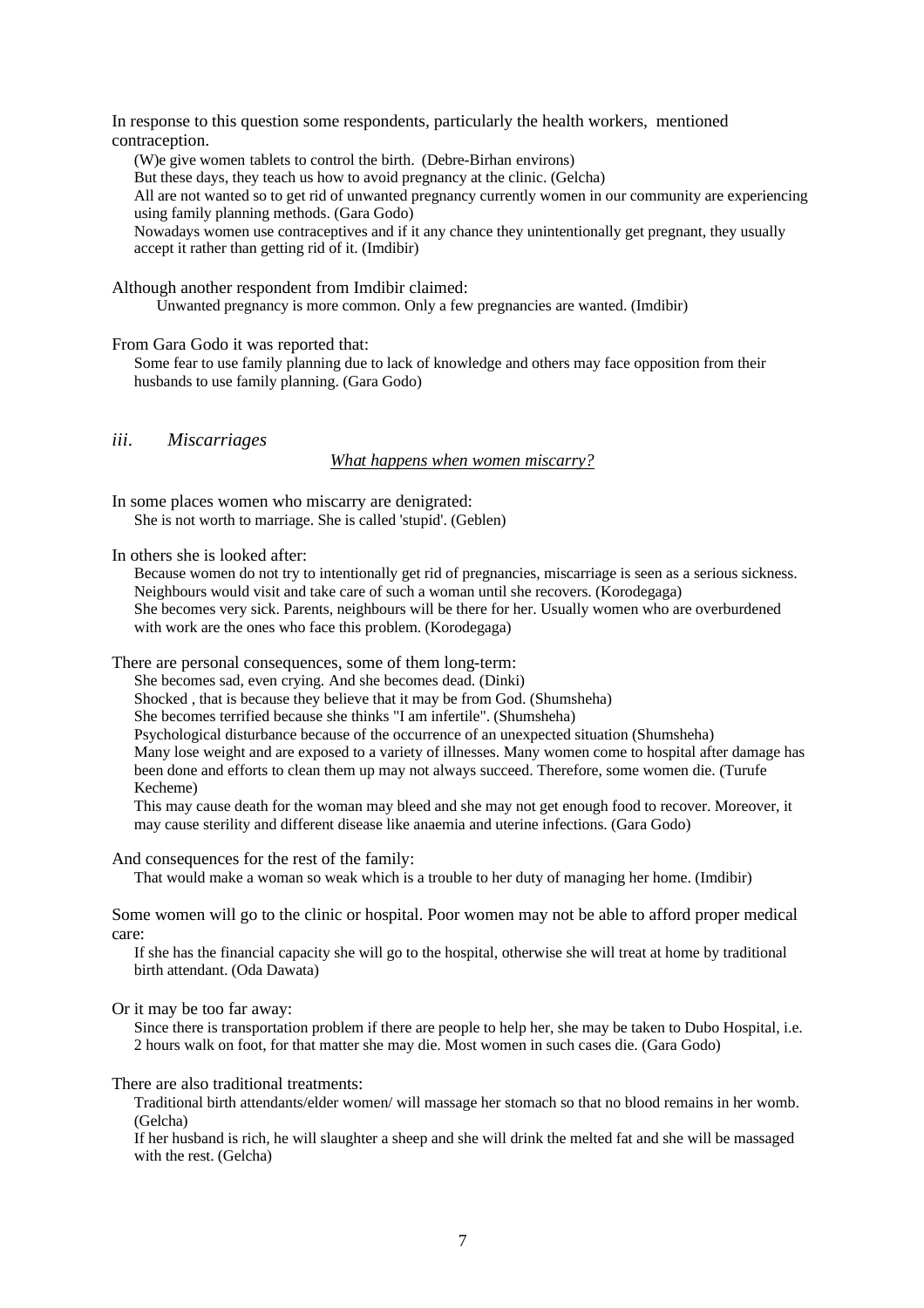In response to this question some respondents, particularly the health workers, mentioned contraception.

> (W)e give women tablets to control the birth. (Debre-Birhan environs)
>
> But these days, they teach us how to avoid pregnancy at the clinic. (Gelcha)
>
> All are not wanted so to get rid of unwanted pregnancy currently women in our community are experiencing using family planning methods. (Gara Godo)
>
> Nowadays women use contraceptives and if it any chance they unintentionally get pregnant, they usually accept it rather than getting rid of it. (Imdibir)

Although another respondent from Imdibir claimed:

> Unwanted pregnancy is more common. Only a few pregnancies are wanted. (Imdibir)

From Gara Godo it was reported that:

> Some fear to use family planning due to lack of knowledge and others may face opposition from their husbands to use family planning. (Gara Godo)

### *iii. Miscarriages*

<u>*What happens when women miscarry?*</u>

In some places women who miscarry are denigrated:

> She is not worth to marriage. She is called 'stupid'. (Geblen)

In others she is looked after:

> Because women do not try to intentionally get rid of pregnancies, miscarriage is seen as a serious sickness. Neighbours would visit and take care of such a woman until she recovers. (Korodegaga)
>
> She becomes very sick. Parents, neighbours will be there for her. Usually women who are overburdened with work are the ones who face this problem. (Korodegaga)

There are personal consequences, some of them long-term:

> She becomes sad, even crying. And she becomes dead. (Dinki)
>
> Shocked , that is because they believe that it may be from God. (Shumsheha)
>
> She becomes terrified because she thinks "I am infertile". (Shumsheha)
>
> Psychological disturbance because of the occurrence of an unexpected situation (Shumsheha)
>
> Many lose weight and are exposed to a variety of illnesses. Many women come to hospital after damage has been done and efforts to clean them up may not always succeed. Therefore, some women die. (Turufe Kecheme)
>
> This may cause death for the woman may bleed and she may not get enough food to recover. Moreover, it may cause sterility and different disease like anaemia and uterine infections. (Gara Godo)

And consequences for the rest of the family:

> That would make a woman so weak which is a trouble to her duty of managing her home. (Imdibir)

Some women will go to the clinic or hospital. Poor women may not be able to afford proper medical care:

> If she has the financial capacity she will go to the hospital, otherwise she will treat at home by traditional birth attendant. (Oda Dawata)

Or it may be too far away:

> Since there is transportation problem if there are people to help her, she may be taken to Dubo Hospital, i.e. 2 hours walk on foot, for that matter she may die. Most women in such cases die. (Gara Godo)

There are also traditional treatments:

> Traditional birth attendants/elder women/ will massage her stomach so that no blood remains in her womb. (Gelcha)
>
> If her husband is rich, he will slaughter a sheep and she will drink the melted fat and she will be massaged with the rest. (Gelcha)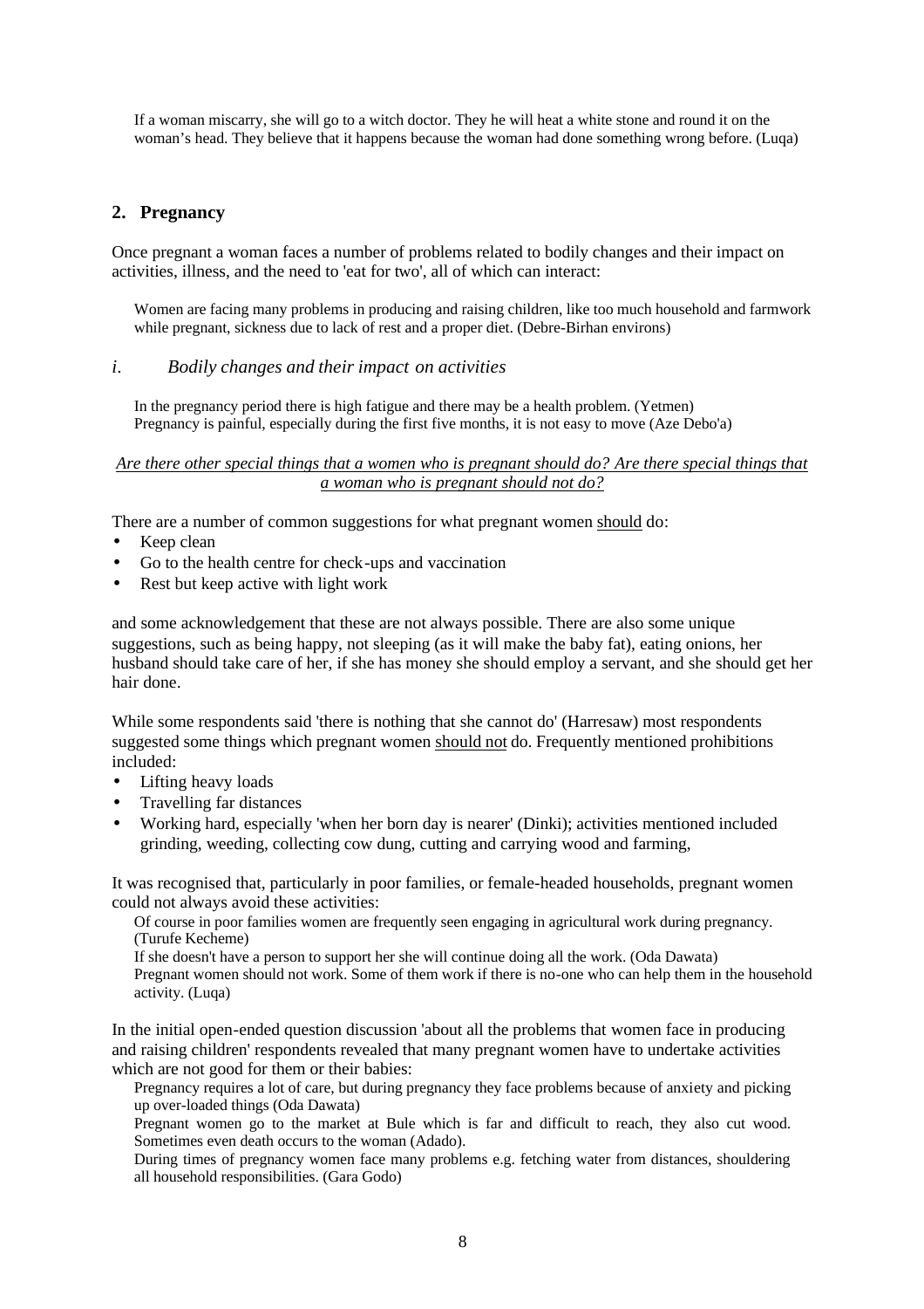If a woman miscarry, she will go to a witch doctor. They he will heat a white stone and round it on the woman's head. They believe that it happens because the woman had done something wrong before. (Luqa)

## 2. Pregnancy

Once pregnant a woman faces a number of problems related to bodily changes and their impact on activities, illness, and the need to 'eat for two', all of which can interact:

> Women are facing many problems in producing and raising children, like too much household and farmwork while pregnant, sickness due to lack of rest and a proper diet. (Debre-Birhan environs)

### *i. Bodily changes and their impact on activities*

> In the pregnancy period there is high fatigue and there may be a health problem. (Yetmen)
> Pregnancy is painful, especially during the first five months, it is not easy to move (Aze Debo'a)

*Are there other special things that a women who is pregnant should do? Are there special things that a woman who is pregnant should not do?*

There are a number of common suggestions for what pregnant women should do:

- Keep clean
- Go to the health centre for check-ups and vaccination
- Rest but keep active with light work

and some acknowledgement that these are not always possible. There are also some unique suggestions, such as being happy, not sleeping (as it will make the baby fat), eating onions, her husband should take care of her, if she has money she should employ a servant, and she should get her hair done.

While some respondents said 'there is nothing that she cannot do' (Harresaw) most respondents suggested some things which pregnant women should not do. Frequently mentioned prohibitions included:

- Lifting heavy loads
- Travelling far distances
- Working hard, especially 'when her born day is nearer' (Dinki); activities mentioned included grinding, weeding, collecting cow dung, cutting and carrying wood and farming,

It was recognised that, particularly in poor families, or female-headed households, pregnant women could not always avoid these activities:

> Of course in poor families women are frequently seen engaging in agricultural work during pregnancy. (Turufe Kecheme)
> If she doesn't have a person to support her she will continue doing all the work. (Oda Dawata)
> Pregnant women should not work. Some of them work if there is no-one who can help them in the household activity. (Luqa)

In the initial open-ended question discussion 'about all the problems that women face in producing and raising children' respondents revealed that many pregnant women have to undertake activities which are not good for them or their babies:

> Pregnancy requires a lot of care, but during pregnancy they face problems because of anxiety and picking up over-loaded things (Oda Dawata)
> Pregnant women go to the market at Bule which is far and difficult to reach, they also cut wood. Sometimes even death occurs to the woman (Adado).
> During times of pregnancy women face many problems e.g. fetching water from distances, shouldering all household responsibilities. (Gara Godo)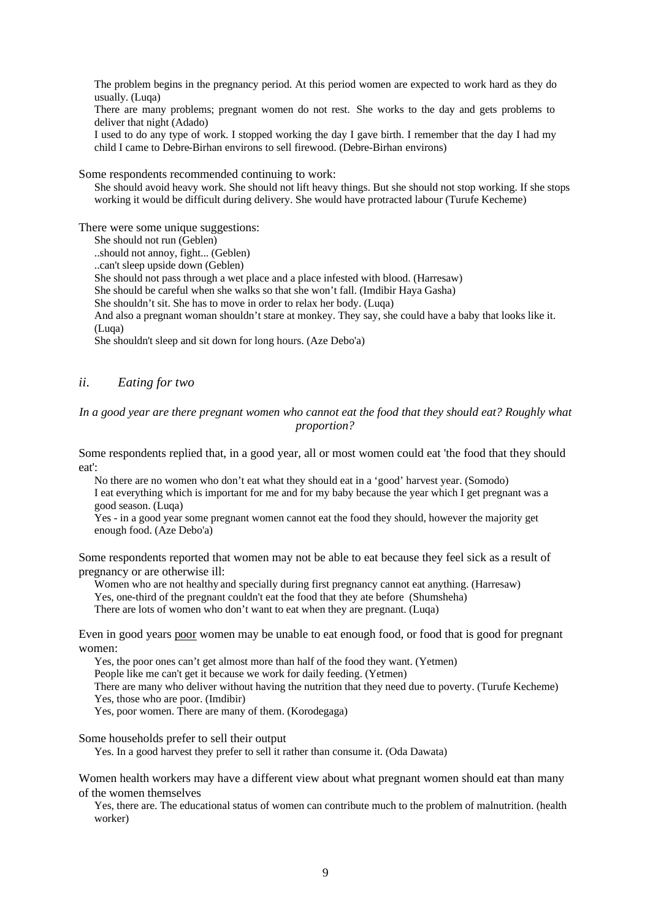The problem begins in the pregnancy period. At this period women are expected to work hard as they do usually. (Luqa)

There are many problems; pregnant women do not rest. She works to the day and gets problems to deliver that night (Adado)

I used to do any type of work. I stopped working the day I gave birth. I remember that the day I had my child I came to Debre-Birhan environs to sell firewood. (Debre-Birhan environs)

Some respondents recommended continuing to work:

She should avoid heavy work. She should not lift heavy things. But she should not stop working. If she stops working it would be difficult during delivery. She would have protracted labour (Turufe Kecheme)

There were some unique suggestions:

She should not run (Geblen)

..should not annoy, fight... (Geblen)

..can't sleep upside down (Geblen)

She should not pass through a wet place and a place infested with blood. (Harresaw)

She should be careful when she walks so that she won't fall. (Imdibir Haya Gasha)

She shouldn't sit. She has to move in order to relax her body. (Luqa)

And also a pregnant woman shouldn't stare at monkey. They say, she could have a baby that looks like it. (Luqa)

She shouldn't sleep and sit down for long hours. (Aze Debo'a)

### *ii. Eating for two*

*In a good year are there pregnant women who cannot eat the food that they should eat? Roughly what proportion?*

Some respondents replied that, in a good year, all or most women could eat 'the food that they should eat':

No there are no women who don't eat what they should eat in a 'good' harvest year. (Somodo)

I eat everything which is important for me and for my baby because the year which I get pregnant was a good season. (Luqa)

Yes - in a good year some pregnant women cannot eat the food they should, however the majority get enough food. (Aze Debo'a)

Some respondents reported that women may not be able to eat because they feel sick as a result of pregnancy or are otherwise ill:

Women who are not healthy and specially during first pregnancy cannot eat anything. (Harresaw)

Yes, one-third of the pregnant couldn't eat the food that they ate before (Shumsheha)

There are lots of women who don't want to eat when they are pregnant. (Luqa)

Even in good years <u>poor</u> women may be unable to eat enough food, or food that is good for pregnant women:

Yes, the poor ones can't get almost more than half of the food they want. (Yetmen)

People like me can't get it because we work for daily feeding. (Yetmen)

There are many who deliver without having the nutrition that they need due to poverty. (Turufe Kecheme)

Yes, those who are poor. (Imdibir)

Yes, poor women. There are many of them. (Korodegaga)

Some households prefer to sell their output

Yes. In a good harvest they prefer to sell it rather than consume it. (Oda Dawata)

Women health workers may have a different view about what pregnant women should eat than many of the women themselves

Yes, there are. The educational status of women can contribute much to the problem of malnutrition. (health worker)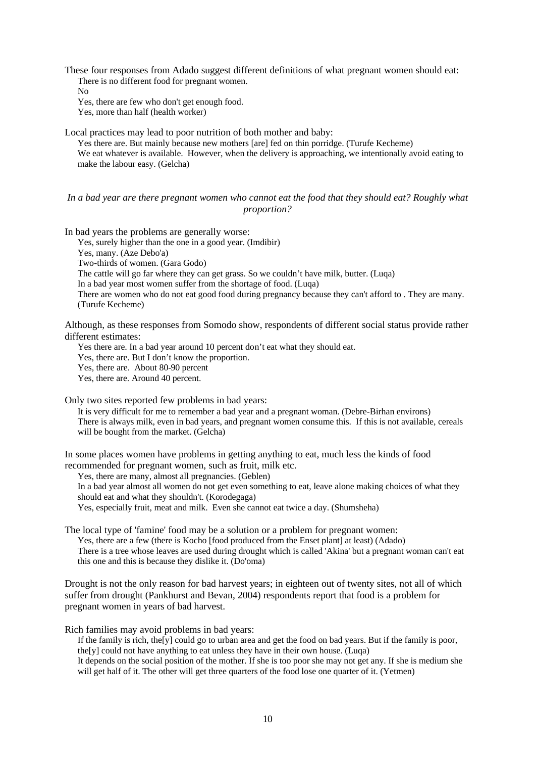These four responses from Adado suggest different definitions of what pregnant women should eat:

> There is no different food for pregnant women.
> No
> Yes, there are few who don't get enough food.
> Yes, more than half (health worker)

Local practices may lead to poor nutrition of both mother and baby:

> Yes there are. But mainly because new mothers [are] fed on thin porridge. (Turufe Kecheme)
> We eat whatever is available. However, when the delivery is approaching, we intentionally avoid eating to make the labour easy. (Gelcha)

*In a bad year are there pregnant women who cannot eat the food that they should eat? Roughly what proportion?*

In bad years the problems are generally worse:

> Yes, surely higher than the one in a good year. (Imdibir)
> Yes, many. (Aze Debo'a)
> Two-thirds of women. (Gara Godo)
> The cattle will go far where they can get grass. So we couldn't have milk, butter. (Luqa)
> In a bad year most women suffer from the shortage of food. (Luqa)
> There are women who do not eat good food during pregnancy because they can't afford to . They are many. (Turufe Kecheme)

Although, as these responses from Somodo show, respondents of different social status provide rather different estimates:

> Yes there are. In a bad year around 10 percent don't eat what they should eat.
> Yes, there are. But I don't know the proportion.
> Yes, there are. About 80-90 percent
> Yes, there are. Around 40 percent.

Only two sites reported few problems in bad years:

> It is very difficult for me to remember a bad year and a pregnant woman. (Debre-Birhan environs)
> There is always milk, even in bad years, and pregnant women consume this. If this is not available, cereals will be bought from the market. (Gelcha)

In some places women have problems in getting anything to eat, much less the kinds of food recommended for pregnant women, such as fruit, milk etc.

> Yes, there are many, almost all pregnancies. (Geblen)
> In a bad year almost all women do not get even something to eat, leave alone making choices of what they should eat and what they shouldn't. (Korodegaga)
> Yes, especially fruit, meat and milk. Even she cannot eat twice a day. (Shumsheha)

The local type of 'famine' food may be a solution or a problem for pregnant women:

> Yes, there are a few (there is Kocho [food produced from the Enset plant] at least) (Adado)
> There is a tree whose leaves are used during drought which is called 'Akina' but a pregnant woman can't eat this one and this is because they dislike it. (Do'oma)

Drought is not the only reason for bad harvest years; in eighteen out of twenty sites, not all of which suffer from drought (Pankhurst and Bevan, 2004) respondents report that food is a problem for pregnant women in years of bad harvest.

Rich families may avoid problems in bad years:

> If the family is rich, the[y] could go to urban area and get the food on bad years. But if the family is poor, the[y] could not have anything to eat unless they have in their own house. (Luqa)
> It depends on the social position of the mother. If she is too poor she may not get any. If she is medium she will get half of it. The other will get three quarters of the food lose one quarter of it. (Yetmen)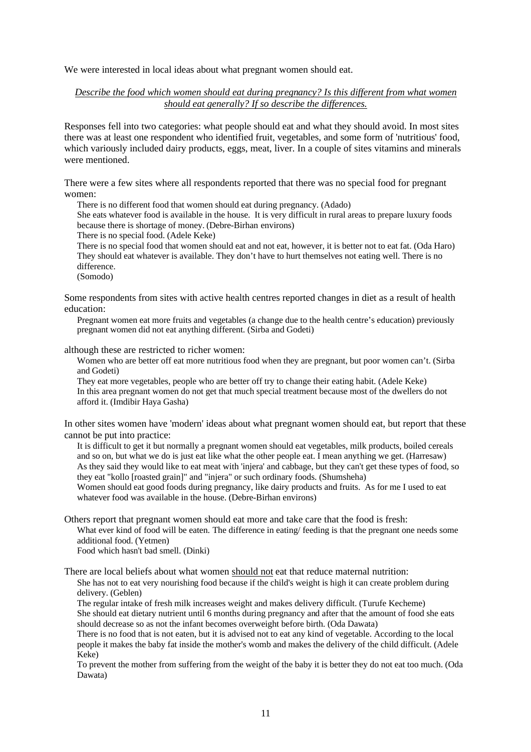We were interested in local ideas about what pregnant women should eat.

*Describe the food which women should eat during pregnancy? Is this different from what women should eat generally? If so describe the differences.*

Responses fell into two categories: what people should eat and what they should avoid. In most sites there was at least one respondent who identified fruit, vegetables, and some form of 'nutritious' food, which variously included dairy products, eggs, meat, liver. In a couple of sites vitamins and minerals were mentioned.

There were a few sites where all respondents reported that there was no special food for pregnant women:

> There is no different food that women should eat during pregnancy. (Adado)
>
> She eats whatever food is available in the house. It is very difficult in rural areas to prepare luxury foods because there is shortage of money. (Debre-Birhan environs)
>
> There is no special food. (Adele Keke)
>
> There is no special food that women should eat and not eat, however, it is better not to eat fat. (Oda Haro)
>
> They should eat whatever is available. They don't have to hurt themselves not eating well. There is no difference.
> (Somodo)

Some respondents from sites with active health centres reported changes in diet as a result of health education:

> Pregnant women eat more fruits and vegetables (a change due to the health centre's education) previously pregnant women did not eat anything different. (Sirba and Godeti)

although these are restricted to richer women:

> Women who are better off eat more nutritious food when they are pregnant, but poor women can't. (Sirba and Godeti)
>
> They eat more vegetables, people who are better off try to change their eating habit. (Adele Keke)
>
> In this area pregnant women do not get that much special treatment because most of the dwellers do not afford it. (Imdibir Haya Gasha)

In other sites women have 'modern' ideas about what pregnant women should eat, but report that these cannot be put into practice:

> It is difficult to get it but normally a pregnant women should eat vegetables, milk products, boiled cereals and so on, but what we do is just eat like what the other people eat. I mean anything we get. (Harresaw)
>
> As they said they would like to eat meat with 'injera' and cabbage, but they can't get these types of food, so they eat "kollo [roasted grain]" and "injera" or such ordinary foods. (Shumsheha)
>
> Women should eat good foods during pregnancy, like dairy products and fruits. As for me I used to eat whatever food was available in the house. (Debre-Birhan environs)

Others report that pregnant women should eat more and take care that the food is fresh:

> What ever kind of food will be eaten. The difference in eating/ feeding is that the pregnant one needs some additional food. (Yetmen)
>
> Food which hasn't bad smell. (Dinki)

There are local beliefs about what women <u>should not</u> eat that reduce maternal nutrition:

> She has not to eat very nourishing food because if the child's weight is high it can create problem during delivery. (Geblen)
>
> The regular intake of fresh milk increases weight and makes delivery difficult. (Turufe Kecheme)
>
> She should eat dietary nutrient until 6 months during pregnancy and after that the amount of food she eats should decrease so as not the infant becomes overweight before birth. (Oda Dawata)
>
> There is no food that is not eaten, but it is advised not to eat any kind of vegetable. According to the local people it makes the baby fat inside the mother's womb and makes the delivery of the child difficult. (Adele Keke)
>
> To prevent the mother from suffering from the weight of the baby it is better they do not eat too much. (Oda Dawata)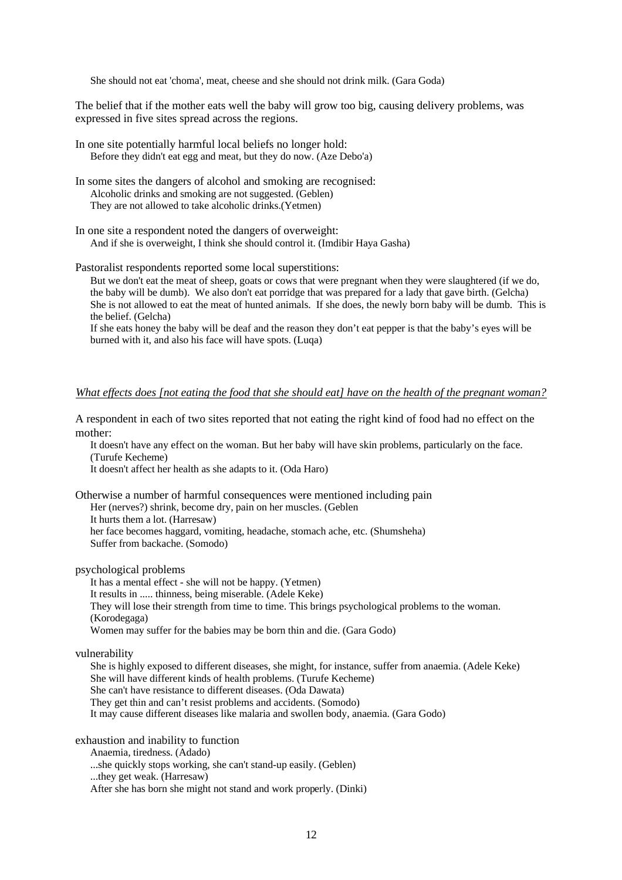She should not eat 'choma', meat, cheese and she should not drink milk. (Gara Goda)

The belief that if the mother eats well the baby will grow too big, causing delivery problems, was expressed in five sites spread across the regions.

In one site potentially harmful local beliefs no longer hold:

Before they didn't eat egg and meat, but they do now. (Aze Debo'a)

In some sites the dangers of alcohol and smoking are recognised:

Alcoholic drinks and smoking are not suggested. (Geblen)
They are not allowed to take alcoholic drinks.(Yetmen)

In one site a respondent noted the dangers of overweight:

And if she is overweight, I think she should control it. (Imdibir Haya Gasha)

Pastoralist respondents reported some local superstitions:

But we don't eat the meat of sheep, goats or cows that were pregnant when they were slaughtered (if we do, the baby will be dumb). We also don't eat porridge that was prepared for a lady that gave birth. (Gelcha)
She is not allowed to eat the meat of hunted animals. If she does, the newly born baby will be dumb. This is the belief. (Gelcha)
If she eats honey the baby will be deaf and the reason they don't eat pepper is that the baby's eyes will be burned with it, and also his face will have spots. (Luqa)

*What effects does [not eating the food that she should eat] have on the health of the pregnant woman?*

A respondent in each of two sites reported that not eating the right kind of food had no effect on the mother:

It doesn't have any effect on the woman. But her baby will have skin problems, particularly on the face. (Turufe Kecheme)
It doesn't affect her health as she adapts to it. (Oda Haro)

Otherwise a number of harmful consequences were mentioned including pain

Her (nerves?) shrink, become dry, pain on her muscles. (Geblen
It hurts them a lot. (Harresaw)
her face becomes haggard, vomiting, headache, stomach ache, etc. (Shumsheha)
Suffer from backache. (Somodo)

psychological problems

It has a mental effect - she will not be happy. (Yetmen)
It results in ..... thinness, being miserable. (Adele Keke)
They will lose their strength from time to time. This brings psychological problems to the woman. (Korodegaga)
Women may suffer for the babies may be born thin and die. (Gara Godo)

vulnerability

She is highly exposed to different diseases, she might, for instance, suffer from anaemia. (Adele Keke)
She will have different kinds of health problems. (Turufe Kecheme)
She can't have resistance to different diseases. (Oda Dawata)
They get thin and can't resist problems and accidents. (Somodo)
It may cause different diseases like malaria and swollen body, anaemia. (Gara Godo)

exhaustion and inability to function

Anaemia, tiredness. (Adado)
...she quickly stops working, she can't stand-up easily. (Geblen)
...they get weak. (Harresaw)
After she has born she might not stand and work properly. (Dinki)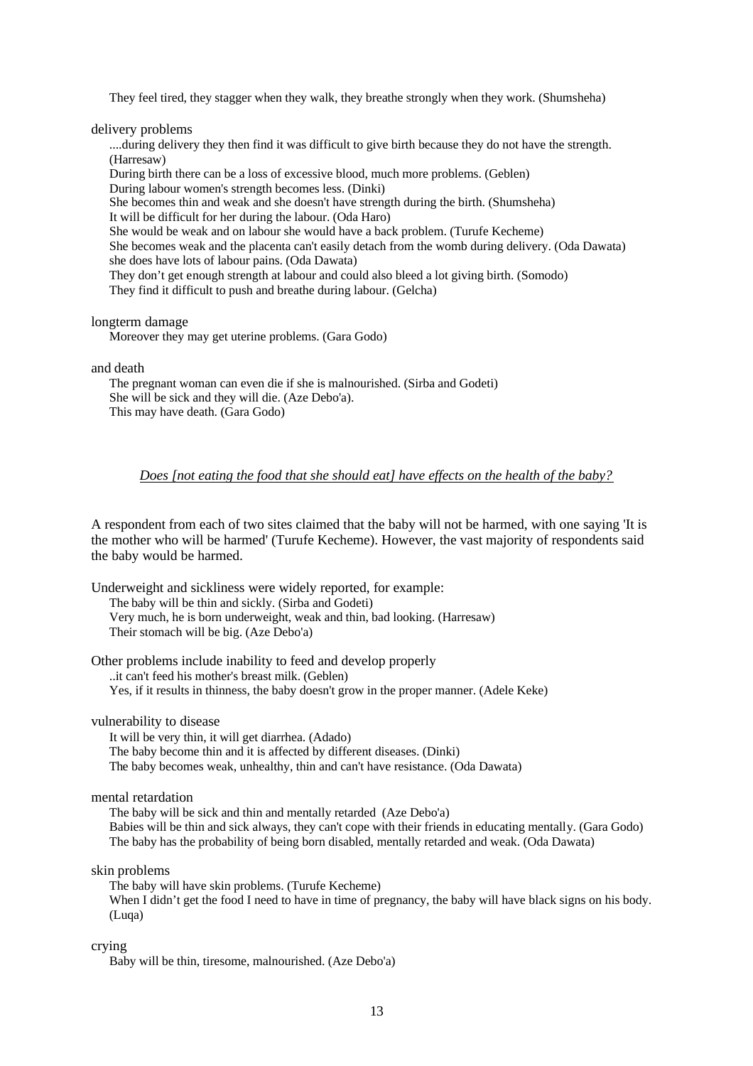They feel tired, they stagger when they walk, they breathe strongly when they work. (Shumsheha)

delivery problems

....during delivery they then find it was difficult to give birth because they do not have the strength. (Harresaw)
During birth there can be a loss of excessive blood, much more problems. (Geblen)
During labour women's strength becomes less. (Dinki)
She becomes thin and weak and she doesn't have strength during the birth. (Shumsheha)
It will be difficult for her during the labour. (Oda Haro)
She would be weak and on labour she would have a back problem. (Turufe Kecheme)
She becomes weak and the placenta can't easily detach from the womb during delivery. (Oda Dawata)
she does have lots of labour pains. (Oda Dawata)
They don’t get enough strength at labour and could also bleed a lot giving birth. (Somodo)
They find it difficult to push and breathe during labour. (Gelcha)

longterm damage

Moreover they may get uterine problems. (Gara Godo)

and death

The pregnant woman can even die if she is malnourished. (Sirba and Godeti)
She will be sick and they will die. (Aze Debo'a).
This may have death. (Gara Godo)

*Does [not eating the food that she should eat] have effects on the health of the baby?*

A respondent from each of two sites claimed that the baby will not be harmed, with one saying 'It is the mother who will be harmed' (Turufe Kecheme). However, the vast majority of respondents said the baby would be harmed.

Underweight and sickliness were widely reported, for example:

The baby will be thin and sickly. (Sirba and Godeti)
Very much, he is born underweight, weak and thin, bad looking. (Harresaw)
Their stomach will be big. (Aze Debo'a)

Other problems include inability to feed and develop properly

..it can't feed his mother's breast milk. (Geblen)
Yes, if it results in thinness, the baby doesn't grow in the proper manner. (Adele Keke)

vulnerability to disease

It will be very thin, it will get diarrhea. (Adado)
The baby become thin and it is affected by different diseases. (Dinki)
The baby becomes weak, unhealthy, thin and can't have resistance. (Oda Dawata)

mental retardation

The baby will be sick and thin and mentally retarded (Aze Debo'a)
Babies will be thin and sick always, they can't cope with their friends in educating mentally. (Gara Godo)
The baby has the probability of being born disabled, mentally retarded and weak. (Oda Dawata)

skin problems

The baby will have skin problems. (Turufe Kecheme)
When I didn’t get the food I need to have in time of pregnancy, the baby will have black signs on his body. (Luqa)

crying

Baby will be thin, tiresome, malnourished. (Aze Debo'a)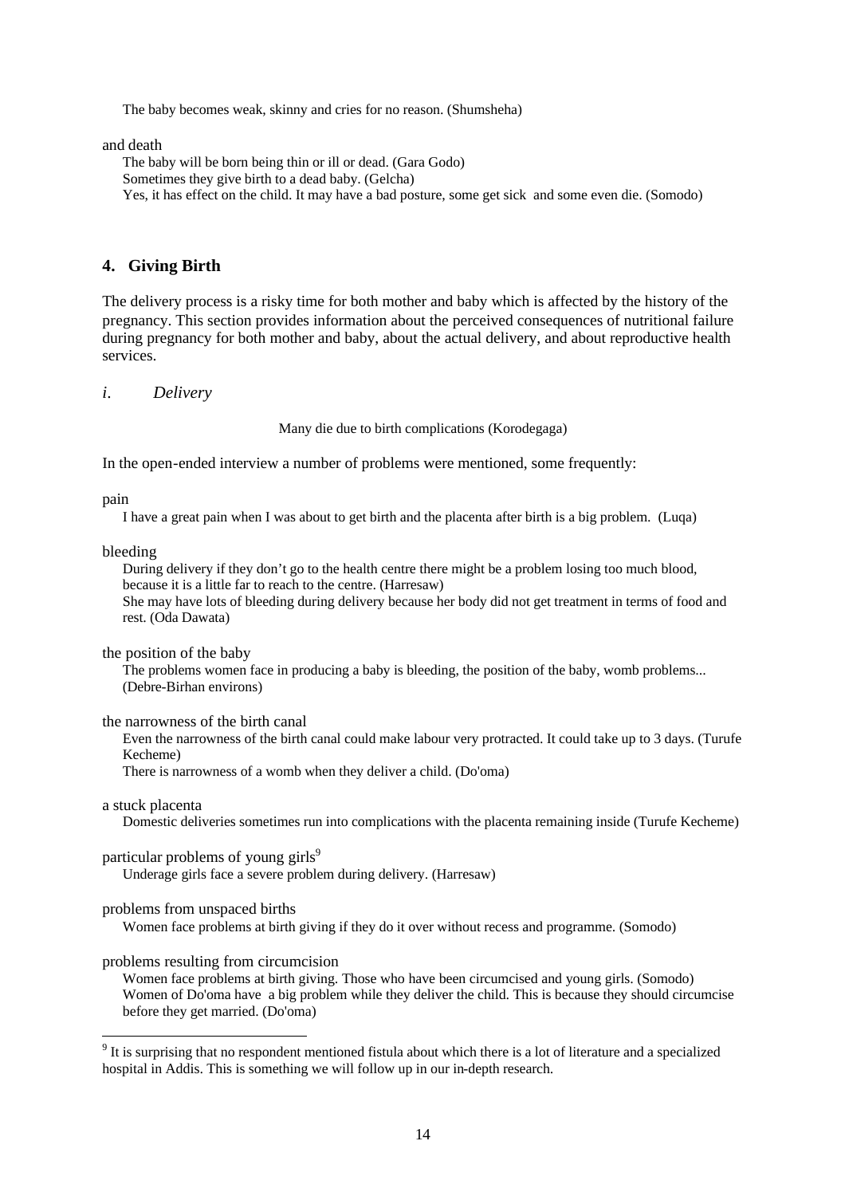The baby becomes weak, skinny and cries for no reason. (Shumsheha)

and death

The baby will be born being thin or ill or dead. (Gara Godo)
Sometimes they give birth to a dead baby. (Gelcha)
Yes, it has effect on the child. It may have a bad posture, some get sick and some even die. (Somodo)

## 4. Giving Birth

The delivery process is a risky time for both mother and baby which is affected by the history of the pregnancy. This section provides information about the perceived consequences of nutritional failure during pregnancy for both mother and baby, about the actual delivery, and about reproductive health services.

### *i. Delivery*

Many die due to birth complications (Korodegaga)

In the open-ended interview a number of problems were mentioned, some frequently:

pain

I have a great pain when I was about to get birth and the placenta after birth is a big problem. (Luqa)

bleeding

During delivery if they don't go to the health centre there might be a problem losing too much blood, because it is a little far to reach to the centre. (Harresaw)
She may have lots of bleeding during delivery because her body did not get treatment in terms of food and rest. (Oda Dawata)

the position of the baby

The problems women face in producing a baby is bleeding, the position of the baby, womb problems... (Debre-Birhan environs)

the narrowness of the birth canal

Even the narrowness of the birth canal could make labour very protracted. It could take up to 3 days. (Turufe Kecheme)
There is narrowness of a womb when they deliver a child. (Do'oma)

a stuck placenta

Domestic deliveries sometimes run into complications with the placenta remaining inside (Turufe Kecheme)

particular problems of young girls[9]

Underage girls face a severe problem during delivery. (Harresaw)

problems from unspaced births

Women face problems at birth giving if they do it over without recess and programme. (Somodo)

problems resulting from circumcision

Women face problems at birth giving. Those who have been circumcised and young girls. (Somodo)
Women of Do'oma have a big problem while they deliver the child. This is because they should circumcise before they get married. (Do'oma)

[9] It is surprising that no respondent mentioned fistula about which there is a lot of literature and a specialized hospital in Addis. This is something we will follow up in our in-depth research.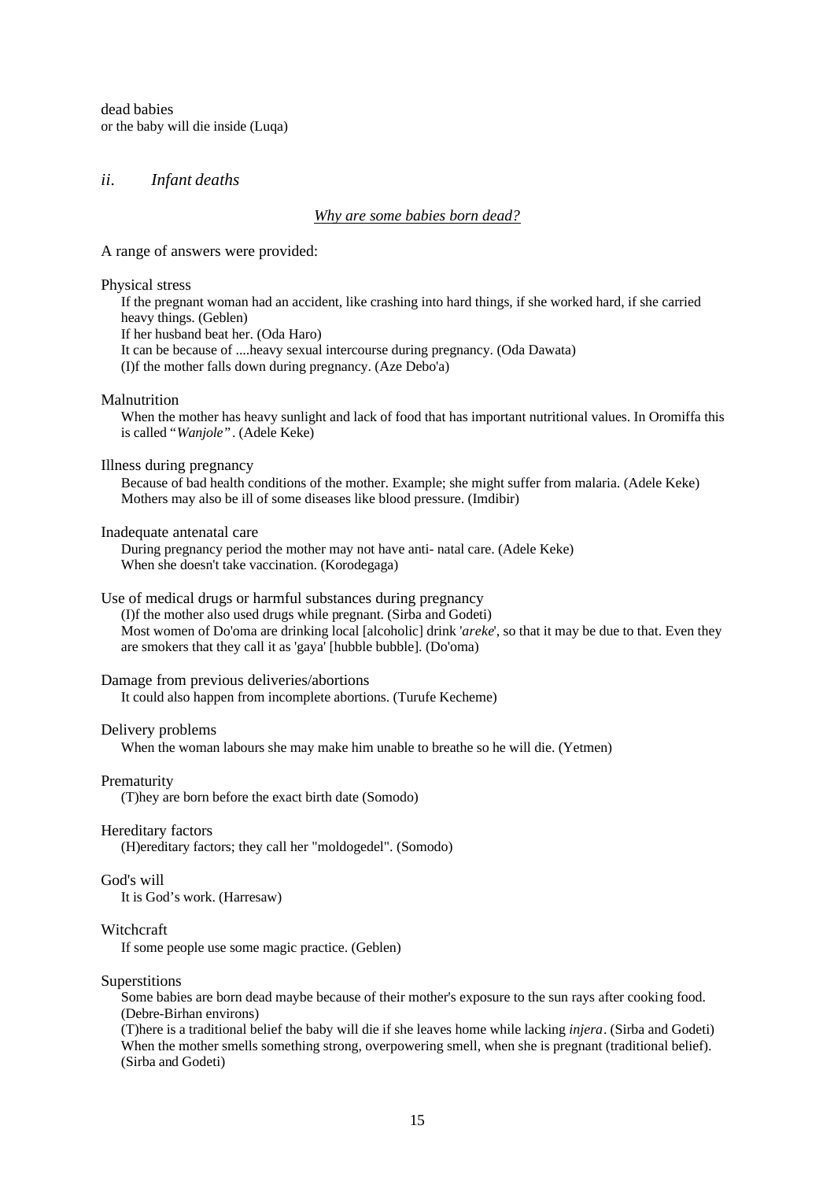dead babies
or the baby will die inside (Luqa)

### *ii. Infant deaths*

<u>*Why are some babies born dead?*</u>

A range of answers were provided:

Physical stress

> If the pregnant woman had an accident, like crashing into hard things, if she worked hard, if she carried heavy things. (Geblen)
> If her husband beat her. (Oda Haro)
> It can be because of ....heavy sexual intercourse during pregnancy. (Oda Dawata)
> (I)f the mother falls down during pregnancy. (Aze Debo'a)

Malnutrition

> When the mother has heavy sunlight and lack of food that has important nutritional values. In Oromiffa this is called "*Wanjole*". (Adele Keke)

Illness during pregnancy

> Because of bad health conditions of the mother. Example; she might suffer from malaria. (Adele Keke)
> Mothers may also be ill of some diseases like blood pressure. (Imdibir)

Inadequate antenatal care

> During pregnancy period the mother may not have anti- natal care. (Adele Keke)
> When she doesn't take vaccination. (Korodegaga)

Use of medical drugs or harmful substances during pregnancy

> (I)f the mother also used drugs while pregnant. (Sirba and Godeti)
> Most women of Do'oma are drinking local [alcoholic] drink '*areke*', so that it may be due to that. Even they are smokers that they call it as 'gaya' [hubble bubble]. (Do'oma)

Damage from previous deliveries/abortions

> It could also happen from incomplete abortions. (Turufe Kecheme)

Delivery problems

> When the woman labours she may make him unable to breathe so he will die. (Yetmen)

Prematurity

> (T)hey are born before the exact birth date (Somodo)

Hereditary factors

> (H)ereditary factors; they call her "moldogedel". (Somodo)

God's will

> It is God's work. (Harresaw)

Witchcraft

> If some people use some magic practice. (Geblen)

Superstitions

> Some babies are born dead maybe because of their mother's exposure to the sun rays after cooking food. (Debre-Birhan environs)
> (T)here is a traditional belief the baby will die if she leaves home while lacking *injera*. (Sirba and Godeti)
> When the mother smells something strong, overpowering smell, when she is pregnant (traditional belief). (Sirba and Godeti)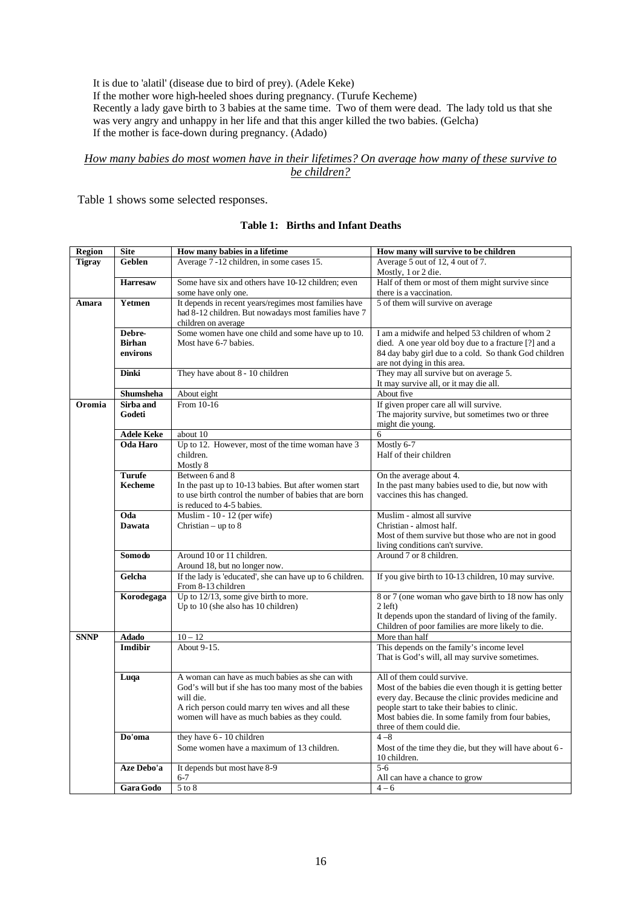It is due to 'alatil' (disease due to bird of prey). (Adele Keke)
If the mother wore high-heeled shoes during pregnancy. (Turufe Kecheme)
Recently a lady gave birth to 3 babies at the same time. Two of them were dead. The lady told us that she was very angry and unhappy in her life and that this anger killed the two babies. (Gelcha)
If the mother is face-down during pregnancy. (Adado)

*How many babies do most women have in their lifetimes? On average how many of these survive to be children?*

Table 1 shows some selected responses.

**Table 1: Births and Infant Deaths**

| Region | Site | How many babies in a lifetime | How many will survive to be children |
|---|---|---|---|
| **Tigray** | **Geblen** | Average 7 -12 children, in some cases 15. | Average 5 out of 12, 4 out of 7. Mostly, 1 or 2 die. |
| | **Harresaw** | Some have six and others have 10-12 children; even some have only one. | Half of them or most of them might survive since there is a vaccination. |
| **Amara** | **Yetmen** | It depends in recent years/regimes most families have had 8-12 children. But nowadays most families have 7 children on average | 5 of them will survive on average |
| | **Debre-Birhan environs** | Some women have one child and some have up to 10. Most have 6-7 babies. | I am a midwife and helped 53 children of whom 2 died. A one year old boy due to a fracture [?] and a 84 day baby girl due to a cold. So thank God children are not dying in this area. |
| | **Dinki** | They have about 8 - 10 children | They may all survive but on average 5. It may survive all, or it may die all. |
| | **Shumsheha** | About eight | About five |
| **Oromia** | **Sirba and Godeti** | From 10-16 | If given proper care all will survive. The majority survive, but sometimes two or three might die young. |
| | **Adele Keke** | about 10 | 6 |
| | **Oda Haro** | Up to 12. However, most of the time woman have 3 children. Mostly 8 | Mostly 6-7 Half of their children |
| | **Turufe Kecheme** | Between 6 and 8 In the past up to 10-13 babies. But after women start to use birth control the number of babies that are born is reduced to 4-5 babies. | On the average about 4. In the past many babies used to die, but now with vaccines this has changed. |
| | **Oda Dawata** | Muslim - 10 - 12 (per wife) Christian – up to 8 | Muslim - almost all survive Christian - almost half. Most of them survive but those who are not in good living conditions can't survive. |
| | **Somodo** | Around 10 or 11 children. Around 18, but no longer now. | Around 7 or 8 children. |
| | **Gelcha** | If the lady is 'educated', she can have up to 6 children. From 8-13 children | If you give birth to 10-13 children, 10 may survive. |
| | **Korodegaga** | Up to 12/13, some give birth to more. Up to 10 (she also has 10 children) | 8 or 7 (one woman who gave birth to 18 now has only 2 left) It depends upon the standard of living of the family. Children of poor families are more likely to die. |
| **SNNP** | **Adado** | 10 – 12 | More than half |
| | **Imdibir** | About 9-15. | This depends on the family's income level That is God's will, all may survive sometimes. |
| | **Luqa** | A woman can have as much babies as she can with God's will but if she has too many most of the babies will die. A rich person could marry ten wives and all these women will have as much babies as they could. | All of them could survive. Most of the babies die even though it is getting better every day. Because the clinic provides medicine and people start to take their babies to clinic. Most babies die. In some family from four babies, three of them could die. |
| | **Do'oma** | they have 6 - 10 children Some women have a maximum of 13 children. | 4 –8 Most of the time they die, but they will have about 6 - 10 children. |
| | **Aze Debo'a** | It depends but most have 8-9 6-7 | 5-6 All can have a chance to grow |
| | **Gara Godo** | 5 to 8 | 4 – 6 |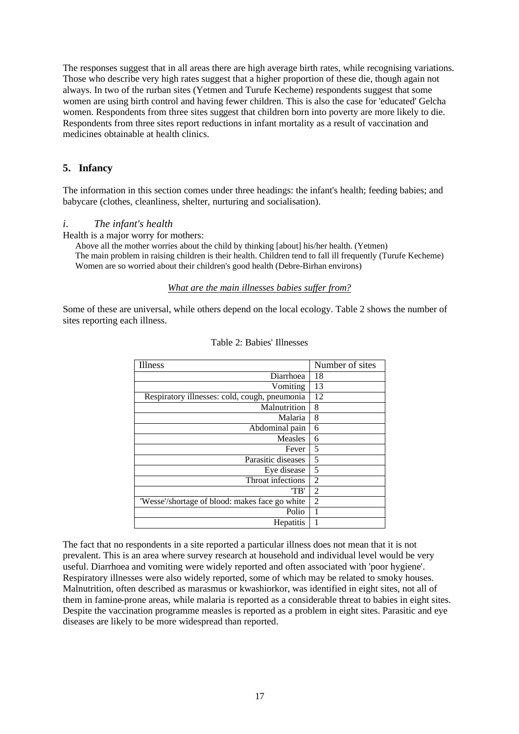The responses suggest that in all areas there are high average birth rates, while recognising variations. Those who describe very high rates suggest that a higher proportion of these die, though again not always. In two of the rurban sites (Yetmen and Turufe Kecheme) respondents suggest that some women are using birth control and having fewer children. This is also the case for 'educated' Gelcha women. Respondents from three sites suggest that children born into poverty are more likely to die. Respondents from three sites report reductions in infant mortality as a result of vaccination and medicines obtainable at health clinics.

## 5. Infancy

The information in this section comes under three headings: the infant's health; feeding babies; and babycare (clothes, cleanliness, shelter, nurturing and socialisation).

### *i. The infant's health*

Health is a major worry for mothers:

> Above all the mother worries about the child by thinking [about] his/her health. (Yetmen)
> The main problem in raising children is their health. Children tend to fall ill frequently (Turufe Kecheme)
> Women are so worried about their children's good health (Debre-Birhan environs)

*What are the main illnesses babies suffer from?*

Some of these are universal, while others depend on the local ecology. Table 2 shows the number of sites reporting each illness.

Table 2: Babies' Illnesses

| Illness | Number of sites |
|---|---|
| Diarrhoea | 18 |
| Vomiting | 13 |
| Respiratory illnesses: cold, cough, pneumonia | 12 |
| Malnutrition | 8 |
| Malaria | 8 |
| Abdominal pain | 6 |
| Measles | 6 |
| Fever | 5 |
| Parasitic diseases | 5 |
| Eye disease | 5 |
| Throat infections | 2 |
| 'TB' | 2 |
| 'Wesse'/shortage of blood: makes face go white | 2 |
| Polio | 1 |
| Hepatitis | 1 |

The fact that no respondents in a site reported a particular illness does not mean that it is not prevalent. This is an area where survey research at household and individual level would be very useful. Diarrhoea and vomiting were widely reported and often associated with 'poor hygiene'. Respiratory illnesses were also widely reported, some of which may be related to smoky houses. Malnutrition, often described as marasmus or kwashiorkor, was identified in eight sites, not all of them in famine-prone areas, while malaria is reported as a considerable threat to babies in eight sites. Despite the vaccination programme measles is reported as a problem in eight sites. Parasitic and eye diseases are likely to be more widespread than reported.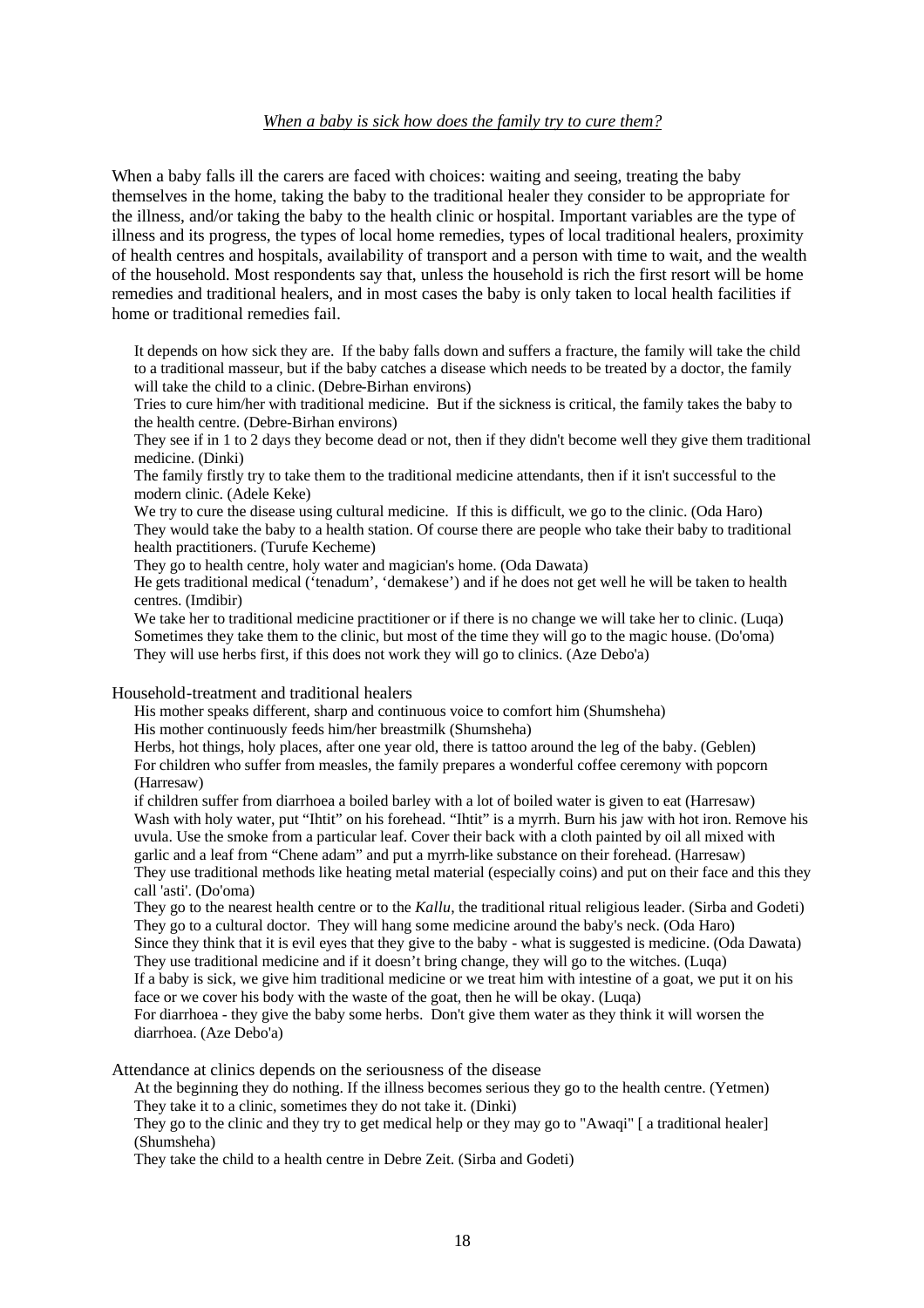*When a baby is sick how does the family try to cure them?*

When a baby falls ill the carers are faced with choices: waiting and seeing, treating the baby themselves in the home, taking the baby to the traditional healer they consider to be appropriate for the illness, and/or taking the baby to the health clinic or hospital. Important variables are the type of illness and its progress, the types of local home remedies, types of local traditional healers, proximity of health centres and hospitals, availability of transport and a person with time to wait, and the wealth of the household. Most respondents say that, unless the household is rich the first resort will be home remedies and traditional healers, and in most cases the baby is only taken to local health facilities if home or traditional remedies fail.

> It depends on how sick they are. If the baby falls down and suffers a fracture, the family will take the child to a traditional masseur, but if the baby catches a disease which needs to be treated by a doctor, the family will take the child to a clinic. (Debre-Birhan environs)
>
> Tries to cure him/her with traditional medicine. But if the sickness is critical, the family takes the baby to the health centre. (Debre-Birhan environs)
>
> They see if in 1 to 2 days they become dead or not, then if they didn't become well they give them traditional medicine. (Dinki)
>
> The family firstly try to take them to the traditional medicine attendants, then if it isn't successful to the modern clinic. (Adele Keke)
>
> We try to cure the disease using cultural medicine. If this is difficult, we go to the clinic. (Oda Haro)
>
> They would take the baby to a health station. Of course there are people who take their baby to traditional health practitioners. (Turufe Kecheme)
>
> They go to health centre, holy water and magician's home. (Oda Dawata)
>
> He gets traditional medical ('tenadum', 'demakese') and if he does not get well he will be taken to health centres. (Imdibir)
>
> We take her to traditional medicine practitioner or if there is no change we will take her to clinic. (Luqa)
>
> Sometimes they take them to the clinic, but most of the time they will go to the magic house. (Do'oma)
>
> They will use herbs first, if this does not work they will go to clinics. (Aze Debo'a)

Household-treatment and traditional healers

> His mother speaks different, sharp and continuous voice to comfort him (Shumsheha)
>
> His mother continuously feeds him/her breastmilk (Shumsheha)
>
> Herbs, hot things, holy places, after one year old, there is tattoo around the leg of the baby. (Geblen)
>
> For children who suffer from measles, the family prepares a wonderful coffee ceremony with popcorn (Harresaw)
>
> if children suffer from diarrhoea a boiled barley with a lot of boiled water is given to eat (Harresaw)
>
> Wash with holy water, put "Ihtit" on his forehead. "Ihtit" is a myrrh. Burn his jaw with hot iron. Remove his uvula. Use the smoke from a particular leaf. Cover their back with a cloth painted by oil all mixed with garlic and a leaf from "Chene adam" and put a myrrh-like substance on their forehead. (Harresaw)
>
> They use traditional methods like heating metal material (especially coins) and put on their face and this they call 'asti'. (Do'oma)
>
> They go to the nearest health centre or to the *Kallu*, the traditional ritual religious leader. (Sirba and Godeti)
>
> They go to a cultural doctor. They will hang some medicine around the baby's neck. (Oda Haro)
>
> Since they think that it is evil eyes that they give to the baby - what is suggested is medicine. (Oda Dawata)
>
> They use traditional medicine and if it doesn't bring change, they will go to the witches. (Luqa)
>
> If a baby is sick, we give him traditional medicine or we treat him with intestine of a goat, we put it on his face or we cover his body with the waste of the goat, then he will be okay. (Luqa)
>
> For diarrhoea - they give the baby some herbs. Don't give them water as they think it will worsen the diarrhoea. (Aze Debo'a)

Attendance at clinics depends on the seriousness of the disease

> At the beginning they do nothing. If the illness becomes serious they go to the health centre. (Yetmen)
>
> They take it to a clinic, sometimes they do not take it. (Dinki)
>
> They go to the clinic and they try to get medical help or they may go to "Awaqi" [ a traditional healer] (Shumsheha)
>
> They take the child to a health centre in Debre Zeit. (Sirba and Godeti)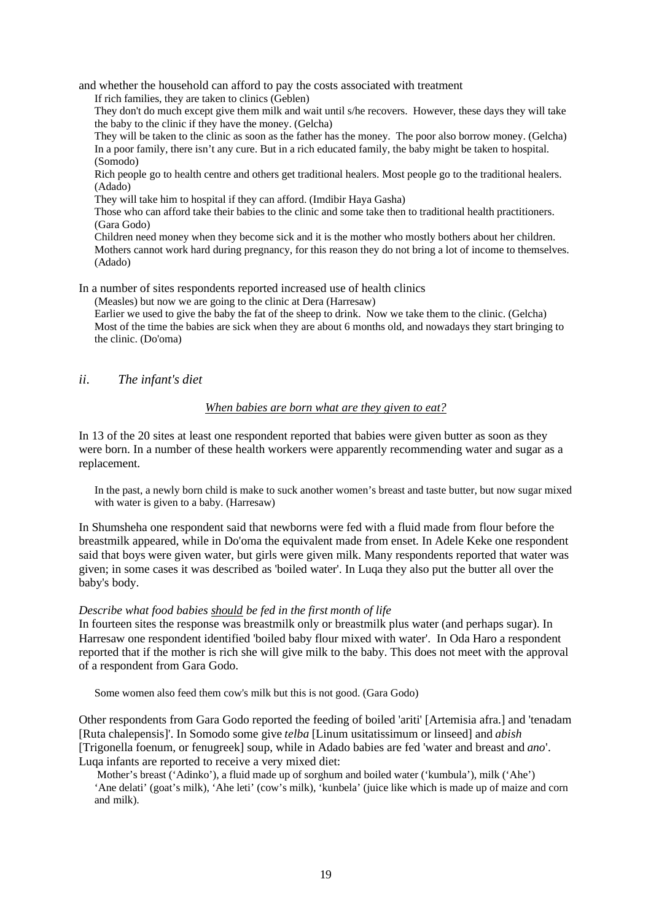and whether the household can afford to pay the costs associated with treatment

> If rich families, they are taken to clinics (Geblen)
>
> They don't do much except give them milk and wait until s/he recovers. However, these days they will take the baby to the clinic if they have the money. (Gelcha)
>
> They will be taken to the clinic as soon as the father has the money. The poor also borrow money. (Gelcha)
>
> In a poor family, there isn't any cure. But in a rich educated family, the baby might be taken to hospital. (Somodo)
>
> Rich people go to health centre and others get traditional healers. Most people go to the traditional healers. (Adado)
>
> They will take him to hospital if they can afford. (Imdibir Haya Gasha)
>
> Those who can afford take their babies to the clinic and some take then to traditional health practitioners. (Gara Godo)
>
> Children need money when they become sick and it is the mother who mostly bothers about her children. Mothers cannot work hard during pregnancy, for this reason they do not bring a lot of income to themselves. (Adado)

In a number of sites respondents reported increased use of health clinics

> (Measles) but now we are going to the clinic at Dera (Harresaw)
>
> Earlier we used to give the baby the fat of the sheep to drink. Now we take them to the clinic. (Gelcha)
>
> Most of the time the babies are sick when they are about 6 months old, and nowadays they start bringing to the clinic. (Do'oma)

### *ii. The infant's diet*

*When babies are born what are they given to eat?*

In 13 of the 20 sites at least one respondent reported that babies were given butter as soon as they were born. In a number of these health workers were apparently recommending water and sugar as a replacement.

> In the past, a newly born child is make to suck another women's breast and taste butter, but now sugar mixed with water is given to a baby. (Harresaw)

In Shumsheha one respondent said that newborns were fed with a fluid made from flour before the breastmilk appeared, while in Do'oma the equivalent made from enset. In Adele Keke one respondent said that boys were given water, but girls were given milk. Many respondents reported that water was given; in some cases it was described as 'boiled water'. In Luqa they also put the butter all over the baby's body.

*Describe what food babies should be fed in the first month of life*

In fourteen sites the response was breastmilk only or breastmilk plus water (and perhaps sugar). In Harresaw one respondent identified 'boiled baby flour mixed with water'. In Oda Haro a respondent reported that if the mother is rich she will give milk to the baby. This does not meet with the approval of a respondent from Gara Godo.

> Some women also feed them cow's milk but this is not good. (Gara Godo)

Other respondents from Gara Godo reported the feeding of boiled 'ariti' [Artemisia afra.] and 'tenadam [Ruta chalepensis]'. In Somodo some give *telba* [Linum usitatissimum or linseed] and *abish* [Trigonella foenum, or fenugreek] soup, while in Adado babies are fed 'water and breast and *ano*'. Luqa infants are reported to receive a very mixed diet:

> Mother's breast ('Adinko'), a fluid made up of sorghum and boiled water ('kumbula'), milk ('Ahe') 'Ane delati' (goat's milk), 'Ahe leti' (cow's milk), 'kunbela' (juice like which is made up of maize and corn and milk).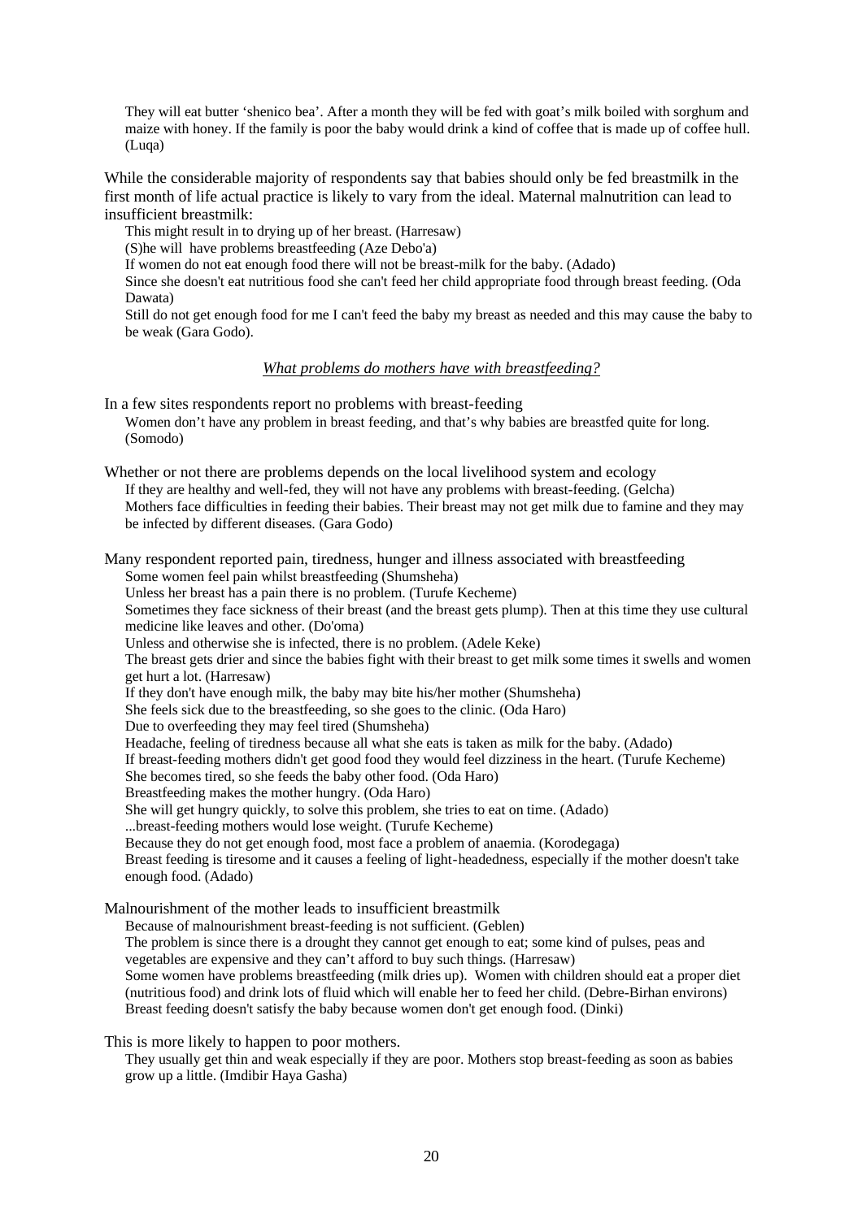> They will eat butter 'shenico bea'. After a month they will be fed with goat's milk boiled with sorghum and maize with honey. If the family is poor the baby would drink a kind of coffee that is made up of coffee hull. (Luqa)

While the considerable majority of respondents say that babies should only be fed breastmilk in the first month of life actual practice is likely to vary from the ideal. Maternal malnutrition can lead to insufficient breastmilk:

> This might result in to drying up of her breast. (Harresaw)
> (S)he will have problems breastfeeding (Aze Debo'a)
> If women do not eat enough food there will not be breast-milk for the baby. (Adado)
> Since she doesn't eat nutritious food she can't feed her child appropriate food through breast feeding. (Oda Dawata)
> Still do not get enough food for me I can't feed the baby my breast as needed and this may cause the baby to be weak (Gara Godo).

*What problems do mothers have with breastfeeding?*

In a few sites respondents report no problems with breast-feeding

> Women don't have any problem in breast feeding, and that's why babies are breastfed quite for long. (Somodo)

Whether or not there are problems depends on the local livelihood system and ecology

> If they are healthy and well-fed, they will not have any problems with breast-feeding. (Gelcha)
> Mothers face difficulties in feeding their babies. Their breast may not get milk due to famine and they may be infected by different diseases. (Gara Godo)

Many respondent reported pain, tiredness, hunger and illness associated with breastfeeding

> Some women feel pain whilst breastfeeding (Shumsheha)
> Unless her breast has a pain there is no problem. (Turufe Kecheme)
> Sometimes they face sickness of their breast (and the breast gets plump). Then at this time they use cultural medicine like leaves and other. (Do'oma)
> Unless and otherwise she is infected, there is no problem. (Adele Keke)
> The breast gets drier and since the babies fight with their breast to get milk some times it swells and women get hurt a lot. (Harresaw)
> If they don't have enough milk, the baby may bite his/her mother (Shumsheha)
> She feels sick due to the breastfeeding, so she goes to the clinic. (Oda Haro)
> Due to overfeeding they may feel tired (Shumsheha)
> Headache, feeling of tiredness because all what she eats is taken as milk for the baby. (Adado)
> If breast-feeding mothers didn't get good food they would feel dizziness in the heart. (Turufe Kecheme)
> She becomes tired, so she feeds the baby other food. (Oda Haro)
> Breastfeeding makes the mother hungry. (Oda Haro)
> She will get hungry quickly, to solve this problem, she tries to eat on time. (Adado)
> ...breast-feeding mothers would lose weight. (Turufe Kecheme)
> Because they do not get enough food, most face a problem of anaemia. (Korodegaga)
> Breast feeding is tiresome and it causes a feeling of light-headedness, especially if the mother doesn't take enough food. (Adado)

Malnourishment of the mother leads to insufficient breastmilk

> Because of malnourishment breast-feeding is not sufficient. (Geblen)
> The problem is since there is a drought they cannot get enough to eat; some kind of pulses, peas and vegetables are expensive and they can't afford to buy such things. (Harresaw)
> Some women have problems breastfeeding (milk dries up). Women with children should eat a proper diet (nutritious food) and drink lots of fluid which will enable her to feed her child. (Debre-Birhan environs)
> Breast feeding doesn't satisfy the baby because women don't get enough food. (Dinki)

This is more likely to happen to poor mothers.

> They usually get thin and weak especially if they are poor. Mothers stop breast-feeding as soon as babies grow up a little. (Imdibir Haya Gasha)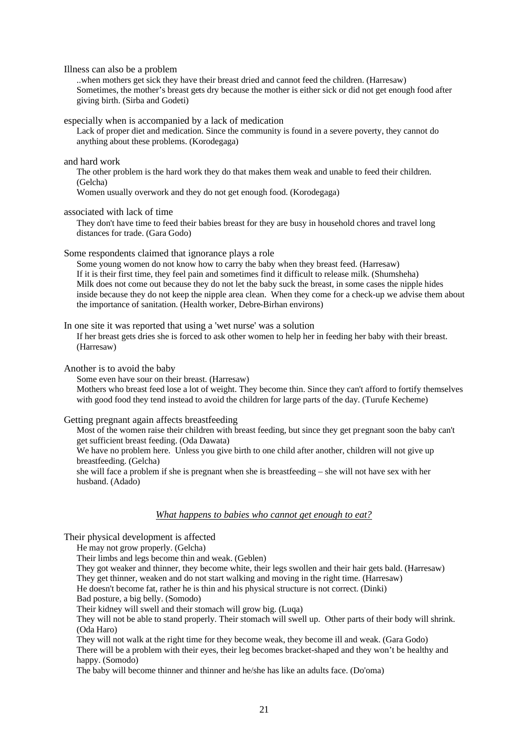Illness can also be a problem

> ..when mothers get sick they have their breast dried and cannot feed the children. (Harresaw)
> Sometimes, the mother's breast gets dry because the mother is either sick or did not get enough food after giving birth. (Sirba and Godeti)

especially when is accompanied by a lack of medication

> Lack of proper diet and medication. Since the community is found in a severe poverty, they cannot do anything about these problems. (Korodegaga)

and hard work

> The other problem is the hard work they do that makes them weak and unable to feed their children. (Gelcha)
> Women usually overwork and they do not get enough food. (Korodegaga)

associated with lack of time

> They don't have time to feed their babies breast for they are busy in household chores and travel long distances for trade. (Gara Godo)

Some respondents claimed that ignorance plays a role

> Some young women do not know how to carry the baby when they breast feed. (Harresaw)
> If it is their first time, they feel pain and sometimes find it difficult to release milk. (Shumsheha)
> Milk does not come out because they do not let the baby suck the breast, in some cases the nipple hides inside because they do not keep the nipple area clean. When they come for a check-up we advise them about the importance of sanitation. (Health worker, Debre-Birhan environs)

In one site it was reported that using a 'wet nurse' was a solution

> If her breast gets dries she is forced to ask other women to help her in feeding her baby with their breast. (Harresaw)

Another is to avoid the baby

> Some even have sour on their breast. (Harresaw)
> Mothers who breast feed lose a lot of weight. They become thin. Since they can't afford to fortify themselves with good food they tend instead to avoid the children for large parts of the day. (Turufe Kecheme)

Getting pregnant again affects breastfeeding

> Most of the women raise their children with breast feeding, but since they get pregnant soon the baby can't get sufficient breast feeding. (Oda Dawata)
> We have no problem here. Unless you give birth to one child after another, children will not give up breastfeeding. (Gelcha)
> she will face a problem if she is pregnant when she is breastfeeding – she will not have sex with her husband. (Adado)

*<u>What happens to babies who cannot get enough to eat?</u>*

Their physical development is affected

> He may not grow properly. (Gelcha)
> Their limbs and legs become thin and weak. (Geblen)
> They got weaker and thinner, they become white, their legs swollen and their hair gets bald. (Harresaw)
> They get thinner, weaken and do not start walking and moving in the right time. (Harresaw)
> He doesn't become fat, rather he is thin and his physical structure is not correct. (Dinki)
> Bad posture, a big belly. (Somodo)
> Their kidney will swell and their stomach will grow big. (Luqa)
> They will not be able to stand properly. Their stomach will swell up. Other parts of their body will shrink. (Oda Haro)
> They will not walk at the right time for they become weak, they become ill and weak. (Gara Godo)
> There will be a problem with their eyes, their leg becomes bracket-shaped and they won't be healthy and happy. (Somodo)
> The baby will become thinner and thinner and he/she has like an adults face. (Do'oma)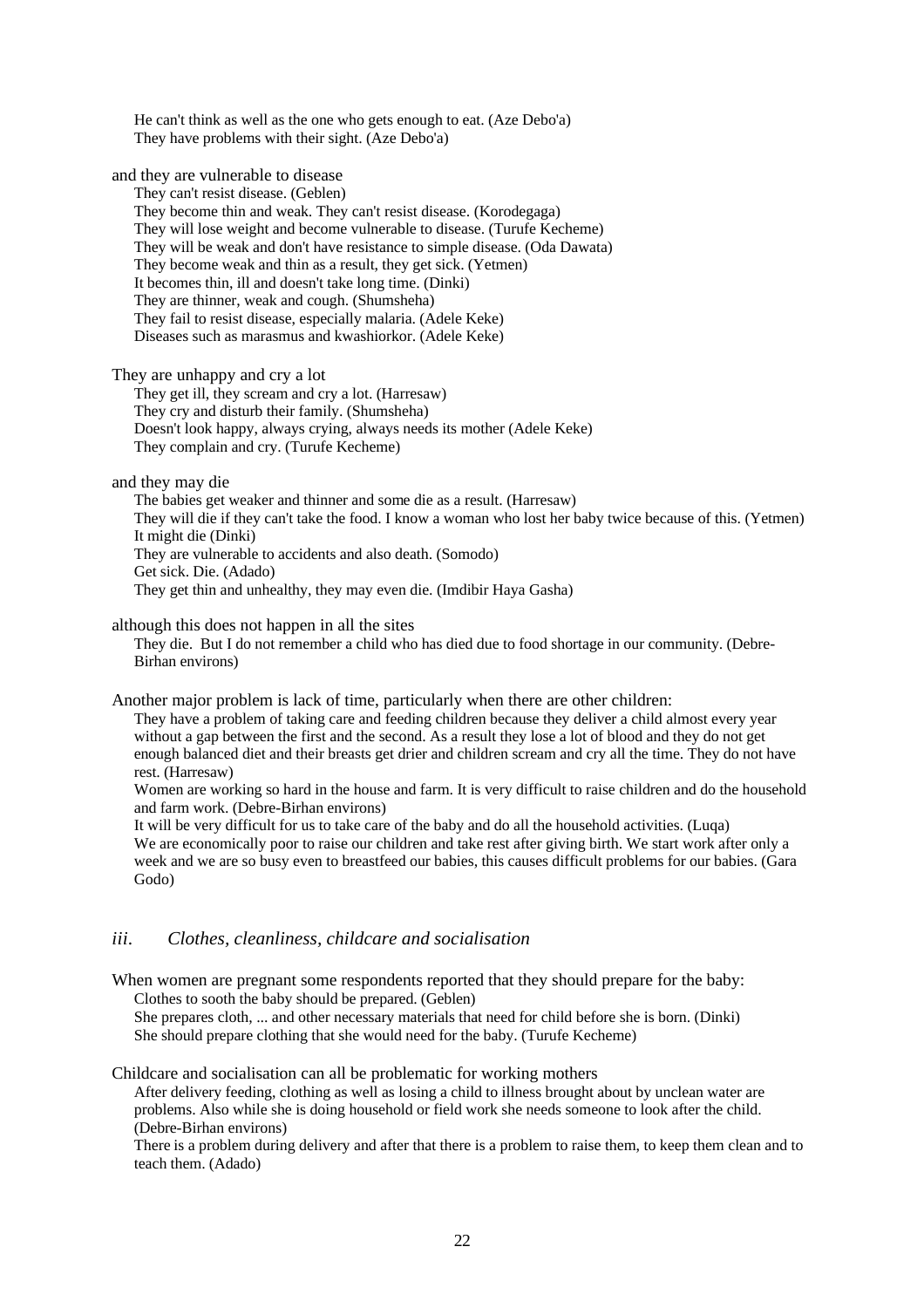He can't think as well as the one who gets enough to eat. (Aze Debo'a)
They have problems with their sight. (Aze Debo'a)

and they are vulnerable to disease

They can't resist disease. (Geblen)
They become thin and weak. They can't resist disease. (Korodegaga)
They will lose weight and become vulnerable to disease. (Turufe Kecheme)
They will be weak and don't have resistance to simple disease. (Oda Dawata)
They become weak and thin as a result, they get sick. (Yetmen)
It becomes thin, ill and doesn't take long time. (Dinki)
They are thinner, weak and cough. (Shumsheha)
They fail to resist disease, especially malaria. (Adele Keke)
Diseases such as marasmus and kwashiorkor. (Adele Keke)

They are unhappy and cry a lot

They get ill, they scream and cry a lot. (Harresaw)
They cry and disturb their family. (Shumsheha)
Doesn't look happy, always crying, always needs its mother (Adele Keke)
They complain and cry. (Turufe Kecheme)

and they may die

The babies get weaker and thinner and some die as a result. (Harresaw)
They will die if they can't take the food. I know a woman who lost her baby twice because of this. (Yetmen)
It might die (Dinki)
They are vulnerable to accidents and also death. (Somodo)
Get sick. Die. (Adado)
They get thin and unhealthy, they may even die. (Imdibir Haya Gasha)

although this does not happen in all the sites

They die. But I do not remember a child who has died due to food shortage in our community. (Debre-Birhan environs)

Another major problem is lack of time, particularly when there are other children:

They have a problem of taking care and feeding children because they deliver a child almost every year without a gap between the first and the second. As a result they lose a lot of blood and they do not get enough balanced diet and their breasts get drier and children scream and cry all the time. They do not have rest. (Harresaw)

Women are working so hard in the house and farm. It is very difficult to raise children and do the household and farm work. (Debre-Birhan environs)

It will be very difficult for us to take care of the baby and do all the household activities. (Luqa)

We are economically poor to raise our children and take rest after giving birth. We start work after only a week and we are so busy even to breastfeed our babies, this causes difficult problems for our babies. (Gara Godo)

### *iii. Clothes, cleanliness, childcare and socialisation*

When women are pregnant some respondents reported that they should prepare for the baby:

Clothes to sooth the baby should be prepared. (Geblen)
She prepares cloth, ... and other necessary materials that need for child before she is born. (Dinki)
She should prepare clothing that she would need for the baby. (Turufe Kecheme)

Childcare and socialisation can all be problematic for working mothers

After delivery feeding, clothing as well as losing a child to illness brought about by unclean water are problems. Also while she is doing household or field work she needs someone to look after the child. (Debre-Birhan environs)

There is a problem during delivery and after that there is a problem to raise them, to keep them clean and to teach them. (Adado)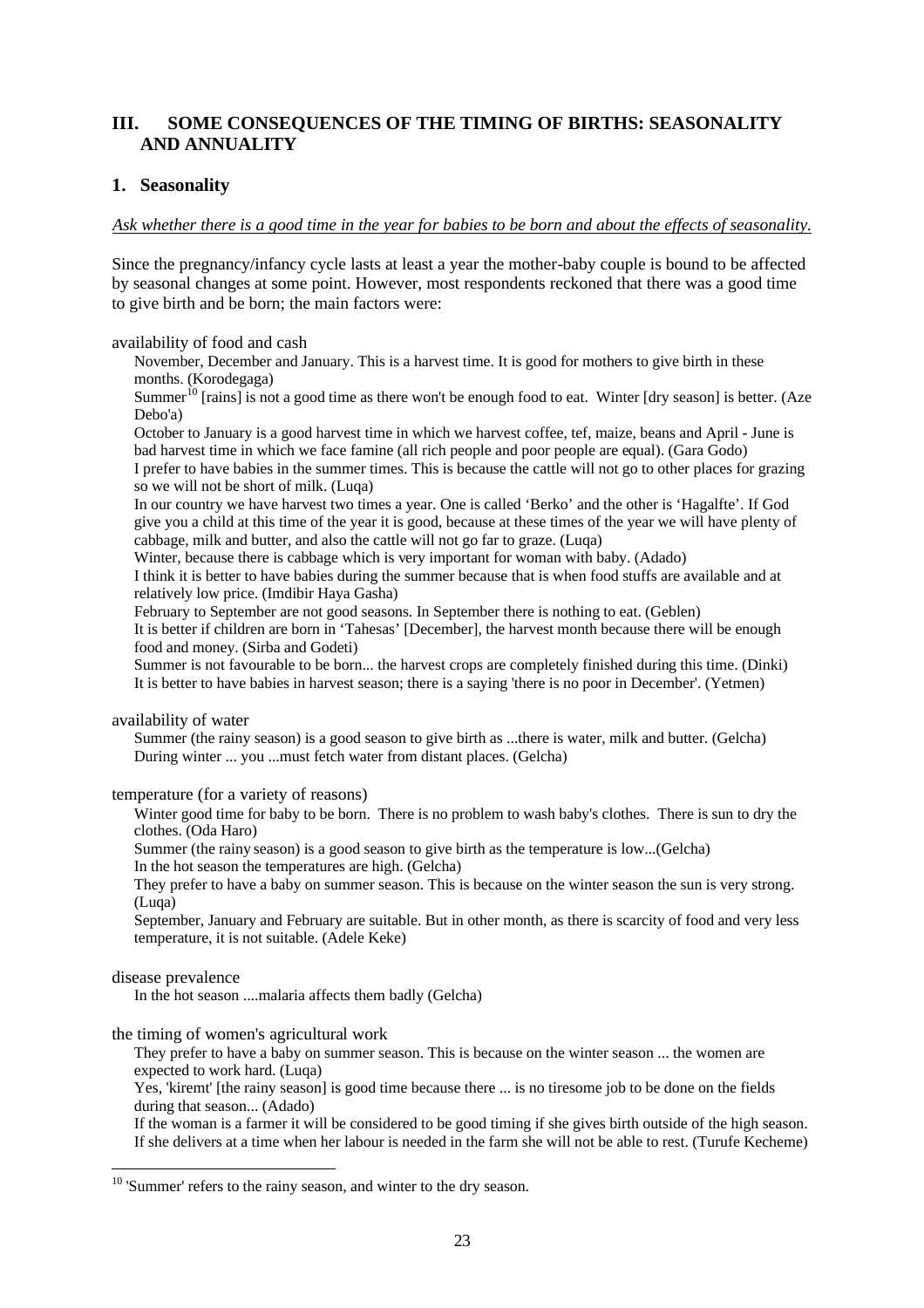## III. SOME CONSEQUENCES OF THE TIMING OF BIRTHS: SEASONALITY AND ANNUALITY

### 1. Seasonality

*Ask whether there is a good time in the year for babies to be born and about the effects of seasonality.*

Since the pregnancy/infancy cycle lasts at least a year the mother-baby couple is bound to be affected by seasonal changes at some point. However, most respondents reckoned that there was a good time to give birth and be born; the main factors were:

availability of food and cash

> November, December and January. This is a harvest time. It is good for mothers to give birth in these months. (Korodegaga)
> Summer[10] [rains] is not a good time as there won't be enough food to eat. Winter [dry season] is better. (Aze Debo'a)
> October to January is a good harvest time in which we harvest coffee, tef, maize, beans and April - June is bad harvest time in which we face famine (all rich people and poor people are equal). (Gara Godo)
> I prefer to have babies in the summer times. This is because the cattle will not go to other places for grazing so we will not be short of milk. (Luqa)
> In our country we have harvest two times a year. One is called 'Berko' and the other is 'Hagalfte'. If God give you a child at this time of the year it is good, because at these times of the year we will have plenty of cabbage, milk and butter, and also the cattle will not go far to graze. (Luqa)
> Winter, because there is cabbage which is very important for woman with baby. (Adado)
> I think it is better to have babies during the summer because that is when food stuffs are available and at relatively low price. (Imdibir Haya Gasha)
> February to September are not good seasons. In September there is nothing to eat. (Geblen)
> It is better if children are born in 'Tahesas' [December], the harvest month because there will be enough food and money. (Sirba and Godeti)
> Summer is not favourable to be born... the harvest crops are completely finished during this time. (Dinki)
> It is better to have babies in harvest season; there is a saying 'there is no poor in December'. (Yetmen)

availability of water

> Summer (the rainy season) is a good season to give birth as ...there is water, milk and butter. (Gelcha)
> During winter ... you ...must fetch water from distant places. (Gelcha)

temperature (for a variety of reasons)

> Winter good time for baby to be born. There is no problem to wash baby's clothes. There is sun to dry the clothes. (Oda Haro)
> Summer (the rainy season) is a good season to give birth as the temperature is low...(Gelcha)
> In the hot season the temperatures are high. (Gelcha)
> They prefer to have a baby on summer season. This is because on the winter season the sun is very strong. (Luqa)
> September, January and February are suitable. But in other month, as there is scarcity of food and very less temperature, it is not suitable. (Adele Keke)

disease prevalence

> In the hot season ....malaria affects them badly (Gelcha)

the timing of women's agricultural work

> They prefer to have a baby on summer season. This is because on the winter season ... the women are expected to work hard. (Luqa)
> Yes, 'kiremt' [the rainy season] is good time because there ... is no tiresome job to be done on the fields during that season... (Adado)
> If the woman is a farmer it will be considered to be good timing if she gives birth outside of the high season. If she delivers at a time when her labour is needed in the farm she will not be able to rest. (Turufe Kecheme)

[10] 'Summer' refers to the rainy season, and winter to the dry season.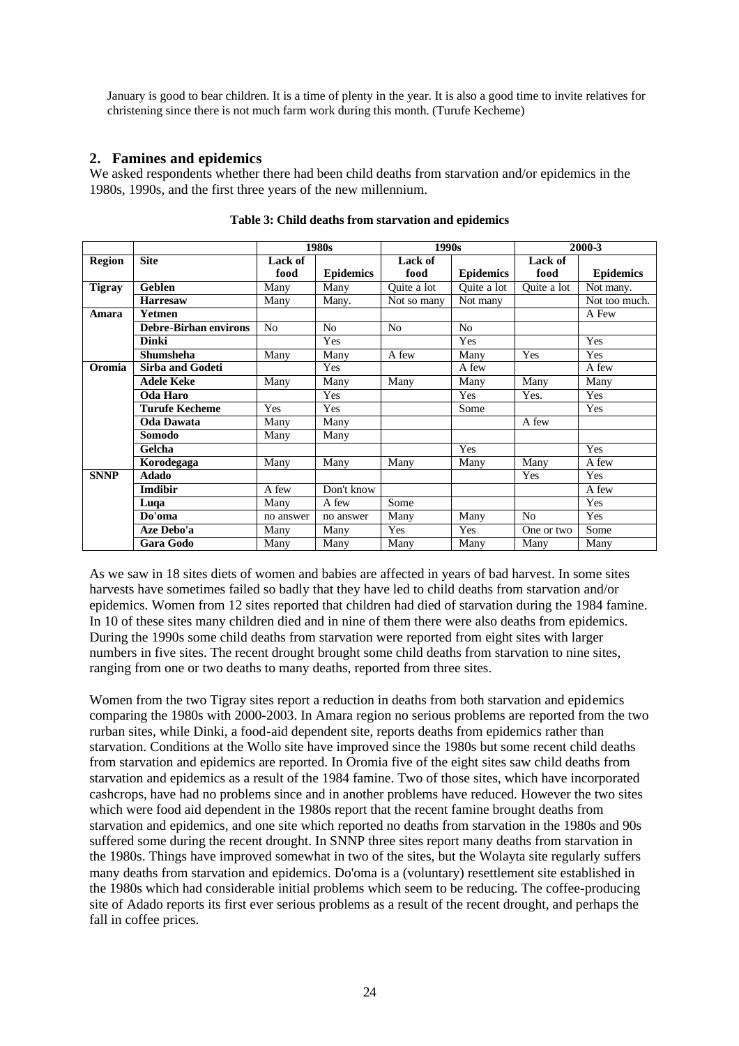January is good to bear children. It is a time of plenty in the year. It is also a good time to invite relatives for christening since there is not much farm work during this month. (Turufe Kecheme)

## 2. Famines and epidemics

We asked respondents whether there had been child deaths from starvation and/or epidemics in the 1980s, 1990s, and the first three years of the new millennium.

**Table 3: Child deaths from starvation and epidemics**

| | | 1980s | | 1990s | | 2000-3 | |
|---|---|---|---|---|---|---|---|
| **Region** | **Site** | **Lack of food** | **Epidemics** | **Lack of food** | **Epidemics** | **Lack of food** | **Epidemics** |
| **Tigray** | **Geblen** | Many | Many | Quite a lot | Quite a lot | Quite a lot | Not many. |
| | **Harresaw** | Many | Many. | Not so many | Not many | | Not too much. |
| **Amara** | **Yetmen** | | | | | | A Few |
| | **Debre-Birhan environs** | No | No | No | No | | |
| | **Dinki** | | Yes | | Yes | | Yes |
| | **Shumsheha** | Many | Many | A few | Many | Yes | Yes |
| **Oromia** | **Sirba and Godeti** | | Yes | | A few | | A few |
| | **Adele Keke** | Many | Many | Many | Many | Many | Many |
| | **Oda Haro** | | Yes | | Yes | Yes. | Yes |
| | **Turufe Kecheme** | Yes | Yes | | Some | | Yes |
| | **Oda Dawata** | Many | Many | | | A few | |
| | **Somodo** | Many | Many | | | | |
| | **Gelcha** | | | | Yes | | Yes |
| | **Korodegaga** | Many | Many | Many | Many | Many | A few |
| **SNNP** | **Adado** | | | | | Yes | Yes |
| | **Imdibir** | A few | Don't know | | | | A few |
| | **Luqa** | Many | A few | Some | | | Yes |
| | **Do'oma** | no answer | no answer | Many | Many | No | Yes |
| | **Aze Debo'a** | Many | Many | Yes | Yes | One or two | Some |
| | **Gara Godo** | Many | Many | Many | Many | Many | Many |

As we saw in 18 sites diets of women and babies are affected in years of bad harvest. In some sites harvests have sometimes failed so badly that they have led to child deaths from starvation and/or epidemics. Women from 12 sites reported that children had died of starvation during the 1984 famine. In 10 of these sites many children died and in nine of them there were also deaths from epidemics. During the 1990s some child deaths from starvation were reported from eight sites with larger numbers in five sites. The recent drought brought some child deaths from starvation to nine sites, ranging from one or two deaths to many deaths, reported from three sites.

Women from the two Tigray sites report a reduction in deaths from both starvation and epidemics comparing the 1980s with 2000-2003. In Amara region no serious problems are reported from the two rurban sites, while Dinki, a food-aid dependent site, reports deaths from epidemics rather than starvation. Conditions at the Wollo site have improved since the 1980s but some recent child deaths from starvation and epidemics are reported. In Oromia five of the eight sites saw child deaths from starvation and epidemics as a result of the 1984 famine. Two of those sites, which have incorporated cashcrops, have had no problems since and in another problems have reduced. However the two sites which were food aid dependent in the 1980s report that the recent famine brought deaths from starvation and epidemics, and one site which reported no deaths from starvation in the 1980s and 90s suffered some during the recent drought. In SNNP three sites report many deaths from starvation in the 1980s. Things have improved somewhat in two of the sites, but the Wolayta site regularly suffers many deaths from starvation and epidemics. Do'oma is a (voluntary) resettlement site established in the 1980s which had considerable initial problems which seem to be reducing. The coffee-producing site of Adado reports its first ever serious problems as a result of the recent drought, and perhaps the fall in coffee prices.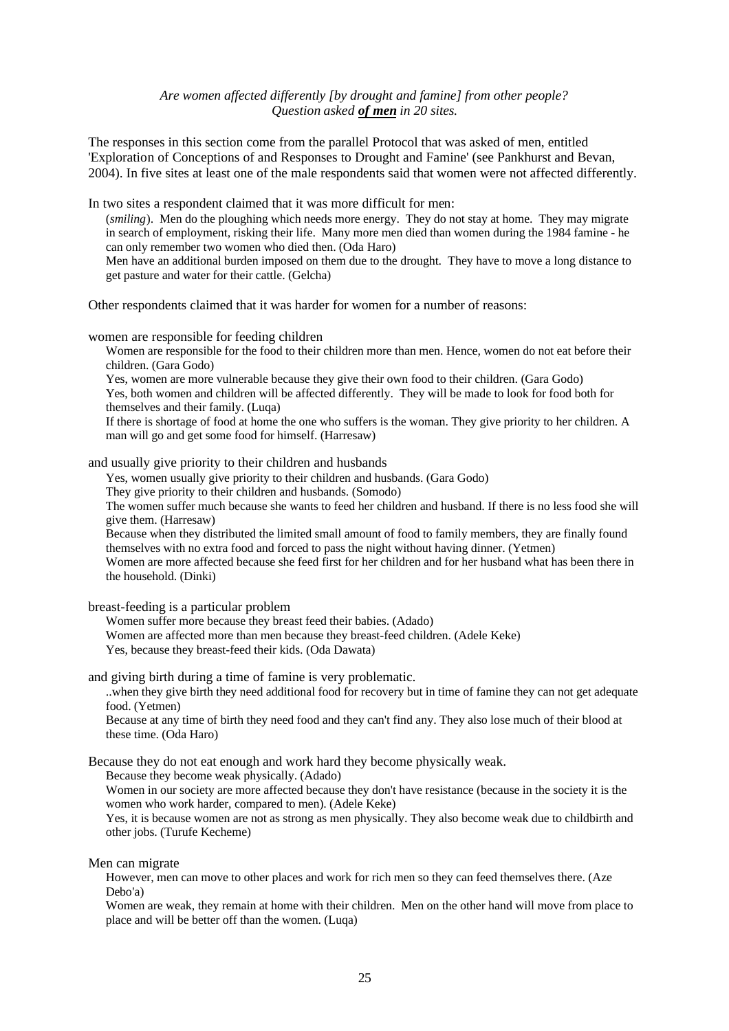*Are women affected differently [by drought and famine] from other people?*
*Question asked **of men** in 20 sites.*

The responses in this section come from the parallel Protocol that was asked of men, entitled 'Exploration of Conceptions of and Responses to Drought and Famine' (see Pankhurst and Bevan, 2004). In five sites at least one of the male respondents said that women were not affected differently.

In two sites a respondent claimed that it was more difficult for men:

> (*smiling*). Men do the ploughing which needs more energy. They do not stay at home. They may migrate in search of employment, risking their life. Many more men died than women during the 1984 famine - he can only remember two women who died then. (Oda Haro)
>
> Men have an additional burden imposed on them due to the drought. They have to move a long distance to get pasture and water for their cattle. (Gelcha)

Other respondents claimed that it was harder for women for a number of reasons:

women are responsible for feeding children

> Women are responsible for the food to their children more than men. Hence, women do not eat before their children. (Gara Godo)
>
> Yes, women are more vulnerable because they give their own food to their children. (Gara Godo)
>
> Yes, both women and children will be affected differently. They will be made to look for food both for themselves and their family. (Luqa)
>
> If there is shortage of food at home the one who suffers is the woman. They give priority to her children. A man will go and get some food for himself. (Harresaw)

and usually give priority to their children and husbands

> Yes, women usually give priority to their children and husbands. (Gara Godo)
>
> They give priority to their children and husbands. (Somodo)
>
> The women suffer much because she wants to feed her children and husband. If there is no less food she will give them. (Harresaw)
>
> Because when they distributed the limited small amount of food to family members, they are finally found themselves with no extra food and forced to pass the night without having dinner. (Yetmen)
>
> Women are more affected because she feed first for her children and for her husband what has been there in the household. (Dinki)

breast-feeding is a particular problem

> Women suffer more because they breast feed their babies. (Adado)
>
> Women are affected more than men because they breast-feed children. (Adele Keke)
>
> Yes, because they breast-feed their kids. (Oda Dawata)

and giving birth during a time of famine is very problematic.

> ..when they give birth they need additional food for recovery but in time of famine they can not get adequate food. (Yetmen)
>
> Because at any time of birth they need food and they can't find any. They also lose much of their blood at these time. (Oda Haro)

Because they do not eat enough and work hard they become physically weak.

> Because they become weak physically. (Adado)
>
> Women in our society are more affected because they don't have resistance (because in the society it is the women who work harder, compared to men). (Adele Keke)
>
> Yes, it is because women are not as strong as men physically. They also become weak due to childbirth and other jobs. (Turufe Kecheme)

Men can migrate

> However, men can move to other places and work for rich men so they can feed themselves there. (Aze Debo'a)
>
> Women are weak, they remain at home with their children. Men on the other hand will move from place to place and will be better off than the women. (Luqa)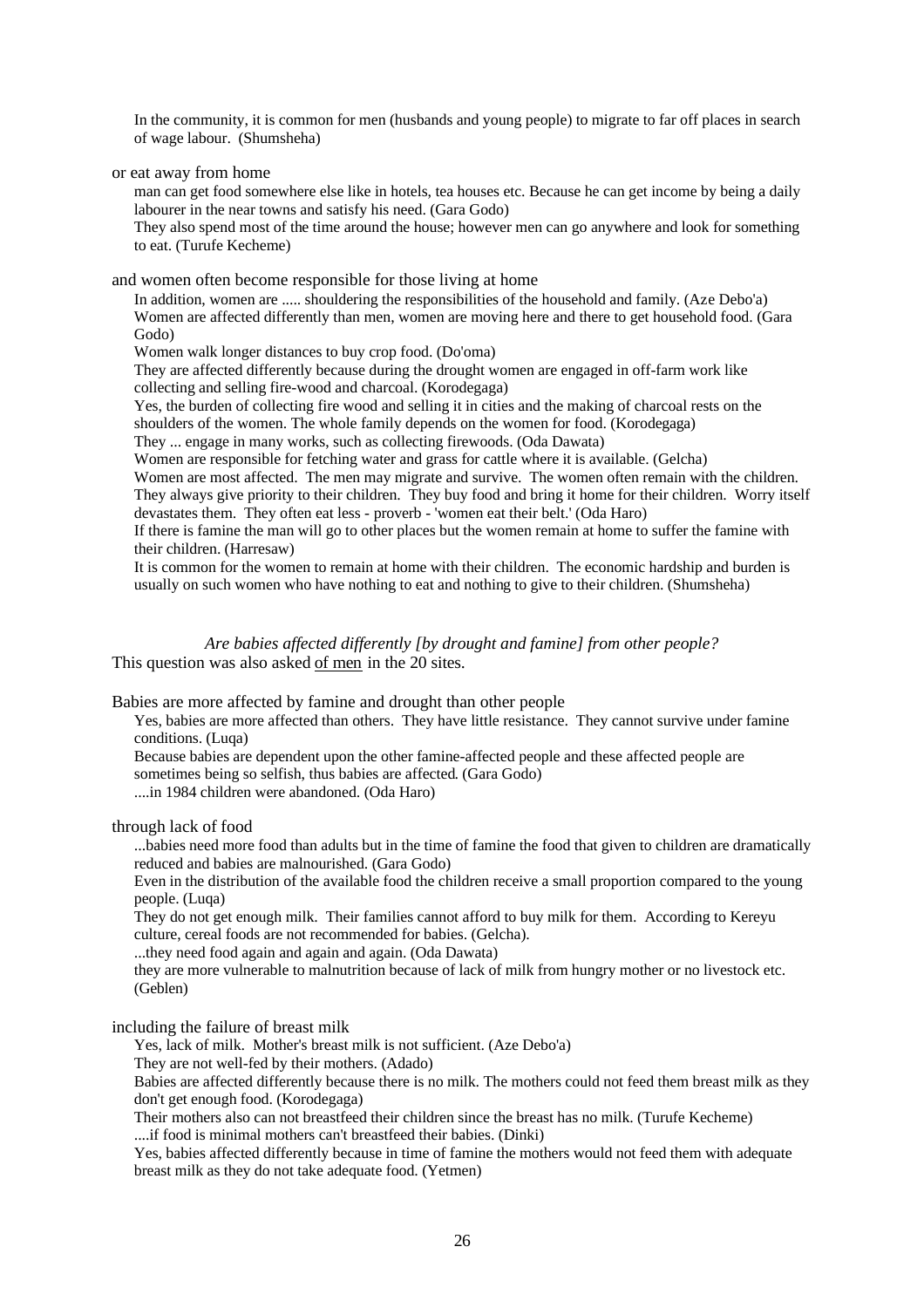In the community, it is common for men (husbands and young people) to migrate to far off places in search of wage labour. (Shumsheha)

or eat away from home

man can get food somewhere else like in hotels, tea houses etc. Because he can get income by being a daily labourer in the near towns and satisfy his need. (Gara Godo)

They also spend most of the time around the house; however men can go anywhere and look for something to eat. (Turufe Kecheme)

and women often become responsible for those living at home

In addition, women are ..... shouldering the responsibilities of the household and family. (Aze Debo'a)

Women are affected differently than men, women are moving here and there to get household food. (Gara Godo)

Women walk longer distances to buy crop food. (Do'oma)

They are affected differently because during the drought women are engaged in off-farm work like collecting and selling fire-wood and charcoal. (Korodegaga)

Yes, the burden of collecting fire wood and selling it in cities and the making of charcoal rests on the shoulders of the women. The whole family depends on the women for food. (Korodegaga)

They ... engage in many works, such as collecting firewoods. (Oda Dawata)

Women are responsible for fetching water and grass for cattle where it is available. (Gelcha)

Women are most affected. The men may migrate and survive. The women often remain with the children. They always give priority to their children. They buy food and bring it home for their children. Worry itself devastates them. They often eat less - proverb - 'women eat their belt.' (Oda Haro)

If there is famine the man will go to other places but the women remain at home to suffer the famine with their children. (Harresaw)

It is common for the women to remain at home with their children. The economic hardship and burden is usually on such women who have nothing to eat and nothing to give to their children. (Shumsheha)

*Are babies affected differently [by drought and famine] from other people?*

This question was also asked of men in the 20 sites.

Babies are more affected by famine and drought than other people

Yes, babies are more affected than others. They have little resistance. They cannot survive under famine conditions. (Luqa)

Because babies are dependent upon the other famine-affected people and these affected people are sometimes being so selfish, thus babies are affected. (Gara Godo)

....in 1984 children were abandoned. (Oda Haro)

through lack of food

...babies need more food than adults but in the time of famine the food that given to children are dramatically reduced and babies are malnourished. (Gara Godo)

Even in the distribution of the available food the children receive a small proportion compared to the young people. (Luqa)

They do not get enough milk. Their families cannot afford to buy milk for them. According to Kereyu culture, cereal foods are not recommended for babies. (Gelcha).

...they need food again and again and again. (Oda Dawata)

they are more vulnerable to malnutrition because of lack of milk from hungry mother or no livestock etc. (Geblen)

including the failure of breast milk

Yes, lack of milk. Mother's breast milk is not sufficient. (Aze Debo'a)

They are not well-fed by their mothers. (Adado)

Babies are affected differently because there is no milk. The mothers could not feed them breast milk as they don't get enough food. (Korodegaga)

Their mothers also can not breastfeed their children since the breast has no milk. (Turufe Kecheme)

....if food is minimal mothers can't breastfeed their babies. (Dinki)

Yes, babies affected differently because in time of famine the mothers would not feed them with adequate breast milk as they do not take adequate food. (Yetmen)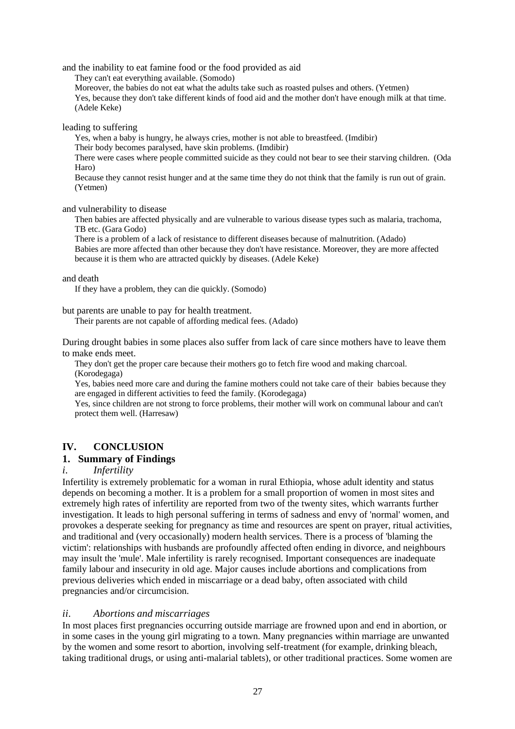and the inability to eat famine food or the food provided as aid

> They can't eat everything available. (Somodo)
>
> Moreover, the babies do not eat what the adults take such as roasted pulses and others. (Yetmen)
>
> Yes, because they don't take different kinds of food aid and the mother don't have enough milk at that time. (Adele Keke)

leading to suffering

> Yes, when a baby is hungry, he always cries, mother is not able to breastfeed. (Imdibir)
>
> Their body becomes paralysed, have skin problems. (Imdibir)
>
> There were cases where people committed suicide as they could not bear to see their starving children. (Oda Haro)
>
> Because they cannot resist hunger and at the same time they do not think that the family is run out of grain. (Yetmen)

and vulnerability to disease

> Then babies are affected physically and are vulnerable to various disease types such as malaria, trachoma, TB etc. (Gara Godo)
>
> There is a problem of a lack of resistance to different diseases because of malnutrition. (Adado)
>
> Babies are more affected than other because they don't have resistance. Moreover, they are more affected because it is them who are attracted quickly by diseases. (Adele Keke)

and death

> If they have a problem, they can die quickly. (Somodo)

but parents are unable to pay for health treatment.

> Their parents are not capable of affording medical fees. (Adado)

During drought babies in some places also suffer from lack of care since mothers have to leave them to make ends meet.

> They don't get the proper care because their mothers go to fetch fire wood and making charcoal. (Korodegaga)
>
> Yes, babies need more care and during the famine mothers could not take care of their babies because they are engaged in different activities to feed the family. (Korodegaga)
>
> Yes, since children are not strong to force problems, their mother will work on communal labour and can't protect them well. (Harresaw)

## IV. CONCLUSION

### 1. Summary of Findings

#### *i. Infertility*

Infertility is extremely problematic for a woman in rural Ethiopia, whose adult identity and status depends on becoming a mother. It is a problem for a small proportion of women in most sites and extremely high rates of infertility are reported from two of the twenty sites, which warrants further investigation. It leads to high personal suffering in terms of sadness and envy of 'normal' women, and provokes a desperate seeking for pregnancy as time and resources are spent on prayer, ritual activities, and traditional and (very occasionally) modern health services. There is a process of 'blaming the victim': relationships with husbands are profoundly affected often ending in divorce, and neighbours may insult the 'mule'. Male infertility is rarely recognised. Important consequences are inadequate family labour and insecurity in old age. Major causes include abortions and complications from previous deliveries which ended in miscarriage or a dead baby, often associated with child pregnancies and/or circumcision.

#### *ii. Abortions and miscarriages*

In most places first pregnancies occurring outside marriage are frowned upon and end in abortion, or in some cases in the young girl migrating to a town. Many pregnancies within marriage are unwanted by the women and some resort to abortion, involving self-treatment (for example, drinking bleach, taking traditional drugs, or using anti-malarial tablets), or other traditional practices. Some women are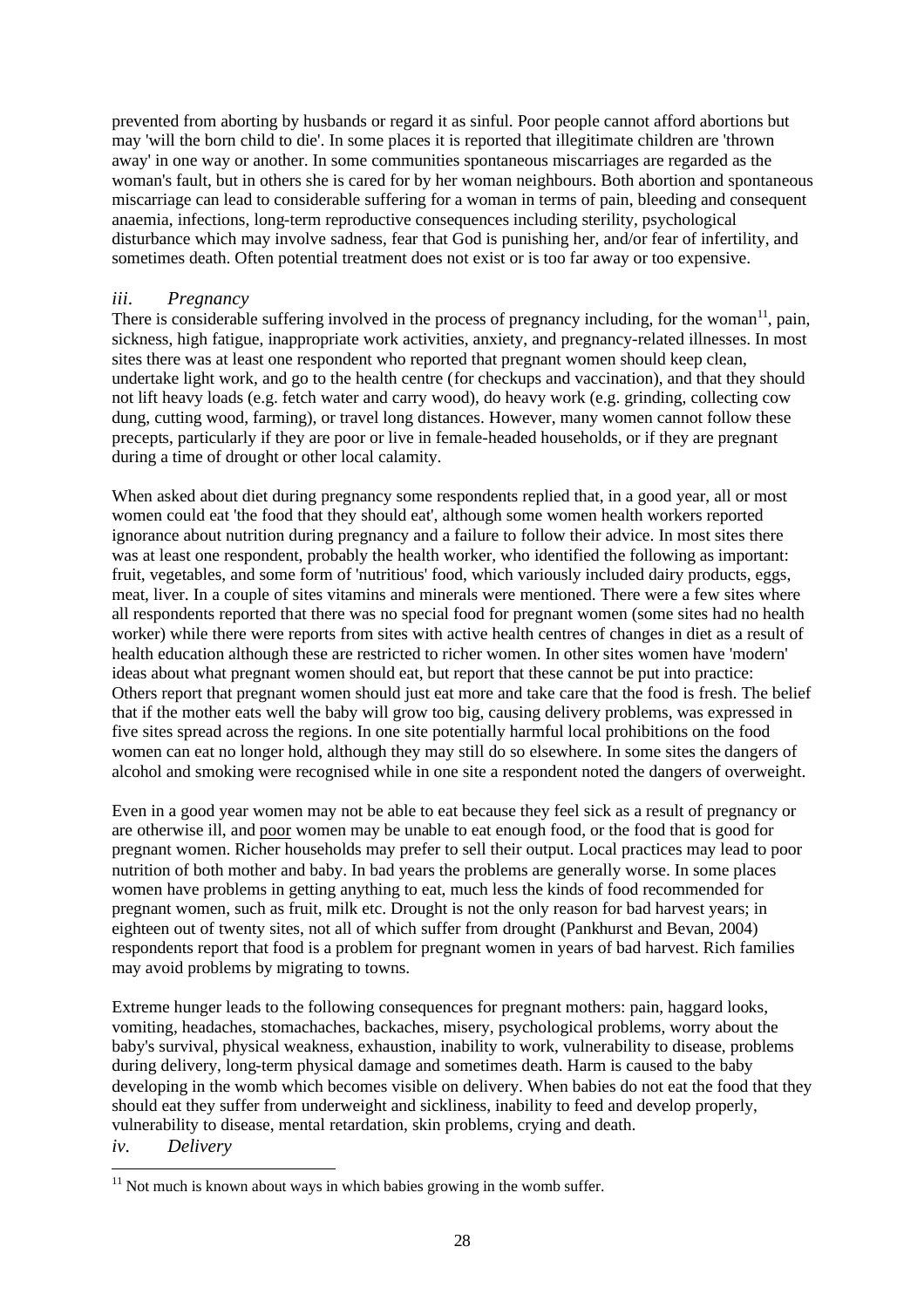prevented from aborting by husbands or regard it as sinful. Poor people cannot afford abortions but may 'will the born child to die'. In some places it is reported that illegitimate children are 'thrown away' in one way or another. In some communities spontaneous miscarriages are regarded as the woman's fault, but in others she is cared for by her woman neighbours. Both abortion and spontaneous miscarriage can lead to considerable suffering for a woman in terms of pain, bleeding and consequent anaemia, infections, long-term reproductive consequences including sterility, psychological disturbance which may involve sadness, fear that God is punishing her, and/or fear of infertility, and sometimes death. Often potential treatment does not exist or is too far away or too expensive.

### *iii. Pregnancy*

There is considerable suffering involved in the process of pregnancy including, for the woman[11], pain, sickness, high fatigue, inappropriate work activities, anxiety, and pregnancy-related illnesses. In most sites there was at least one respondent who reported that pregnant women should keep clean, undertake light work, and go to the health centre (for checkups and vaccination), and that they should not lift heavy loads (e.g. fetch water and carry wood), do heavy work (e.g. grinding, collecting cow dung, cutting wood, farming), or travel long distances. However, many women cannot follow these precepts, particularly if they are poor or live in female-headed households, or if they are pregnant during a time of drought or other local calamity.

When asked about diet during pregnancy some respondents replied that, in a good year, all or most women could eat 'the food that they should eat', although some women health workers reported ignorance about nutrition during pregnancy and a failure to follow their advice. In most sites there was at least one respondent, probably the health worker, who identified the following as important: fruit, vegetables, and some form of 'nutritious' food, which variously included dairy products, eggs, meat, liver. In a couple of sites vitamins and minerals were mentioned. There were a few sites where all respondents reported that there was no special food for pregnant women (some sites had no health worker) while there were reports from sites with active health centres of changes in diet as a result of health education although these are restricted to richer women. In other sites women have 'modern' ideas about what pregnant women should eat, but report that these cannot be put into practice: Others report that pregnant women should just eat more and take care that the food is fresh. The belief that if the mother eats well the baby will grow too big, causing delivery problems, was expressed in five sites spread across the regions. In one site potentially harmful local prohibitions on the food women can eat no longer hold, although they may still do so elsewhere. In some sites the dangers of alcohol and smoking were recognised while in one site a respondent noted the dangers of overweight.

Even in a good year women may not be able to eat because they feel sick as a result of pregnancy or are otherwise ill, and <u>poor</u> women may be unable to eat enough food, or the food that is good for pregnant women. Richer households may prefer to sell their output. Local practices may lead to poor nutrition of both mother and baby. In bad years the problems are generally worse. In some places women have problems in getting anything to eat, much less the kinds of food recommended for pregnant women, such as fruit, milk etc. Drought is not the only reason for bad harvest years; in eighteen out of twenty sites, not all of which suffer from drought (Pankhurst and Bevan, 2004) respondents report that food is a problem for pregnant women in years of bad harvest. Rich families may avoid problems by migrating to towns.

Extreme hunger leads to the following consequences for pregnant mothers: pain, haggard looks, vomiting, headaches, stomachaches, backaches, misery, psychological problems, worry about the baby's survival, physical weakness, exhaustion, inability to work, vulnerability to disease, problems during delivery, long-term physical damage and sometimes death. Harm is caused to the baby developing in the womb which becomes visible on delivery. When babies do not eat the food that they should eat they suffer from underweight and sickliness, inability to feed and develop properly, vulnerability to disease, mental retardation, skin problems, crying and death.

### *iv. Delivery*

[11] Not much is known about ways in which babies growing in the womb suffer.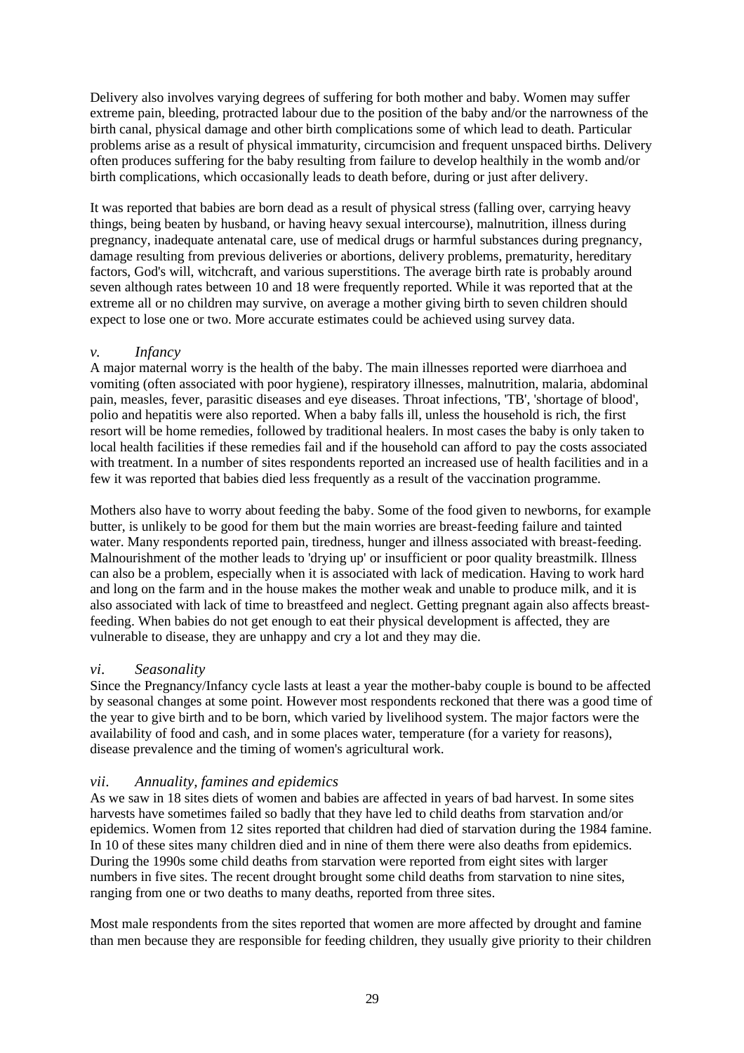Delivery also involves varying degrees of suffering for both mother and baby. Women may suffer extreme pain, bleeding, protracted labour due to the position of the baby and/or the narrowness of the birth canal, physical damage and other birth complications some of which lead to death. Particular problems arise as a result of physical immaturity, circumcision and frequent unspaced births. Delivery often produces suffering for the baby resulting from failure to develop healthily in the womb and/or birth complications, which occasionally leads to death before, during or just after delivery.

It was reported that babies are born dead as a result of physical stress (falling over, carrying heavy things, being beaten by husband, or having heavy sexual intercourse), malnutrition, illness during pregnancy, inadequate antenatal care, use of medical drugs or harmful substances during pregnancy, damage resulting from previous deliveries or abortions, delivery problems, prematurity, hereditary factors, God's will, witchcraft, and various superstitions. The average birth rate is probably around seven although rates between 10 and 18 were frequently reported. While it was reported that at the extreme all or no children may survive, on average a mother giving birth to seven children should expect to lose one or two. More accurate estimates could be achieved using survey data.

### *v. Infancy*

A major maternal worry is the health of the baby. The main illnesses reported were diarrhoea and vomiting (often associated with poor hygiene), respiratory illnesses, malnutrition, malaria, abdominal pain, measles, fever, parasitic diseases and eye diseases. Throat infections, 'TB', 'shortage of blood', polio and hepatitis were also reported. When a baby falls ill, unless the household is rich, the first resort will be home remedies, followed by traditional healers. In most cases the baby is only taken to local health facilities if these remedies fail and if the household can afford to pay the costs associated with treatment. In a number of sites respondents reported an increased use of health facilities and in a few it was reported that babies died less frequently as a result of the vaccination programme.

Mothers also have to worry about feeding the baby. Some of the food given to newborns, for example butter, is unlikely to be good for them but the main worries are breast-feeding failure and tainted water. Many respondents reported pain, tiredness, hunger and illness associated with breast-feeding. Malnourishment of the mother leads to 'drying up' or insufficient or poor quality breastmilk. Illness can also be a problem, especially when it is associated with lack of medication. Having to work hard and long on the farm and in the house makes the mother weak and unable to produce milk, and it is also associated with lack of time to breastfeed and neglect. Getting pregnant again also affects breast-feeding. When babies do not get enough to eat their physical development is affected, they are vulnerable to disease, they are unhappy and cry a lot and they may die.

### *vi. Seasonality*

Since the Pregnancy/Infancy cycle lasts at least a year the mother-baby couple is bound to be affected by seasonal changes at some point. However most respondents reckoned that there was a good time of the year to give birth and to be born, which varied by livelihood system. The major factors were the availability of food and cash, and in some places water, temperature (for a variety for reasons), disease prevalence and the timing of women's agricultural work.

### *vii. Annuality, famines and epidemics*

As we saw in 18 sites diets of women and babies are affected in years of bad harvest. In some sites harvests have sometimes failed so badly that they have led to child deaths from starvation and/or epidemics. Women from 12 sites reported that children had died of starvation during the 1984 famine. In 10 of these sites many children died and in nine of them there were also deaths from epidemics. During the 1990s some child deaths from starvation were reported from eight sites with larger numbers in five sites. The recent drought brought some child deaths from starvation to nine sites, ranging from one or two deaths to many deaths, reported from three sites.

Most male respondents from the sites reported that women are more affected by drought and famine than men because they are responsible for feeding children, they usually give priority to their children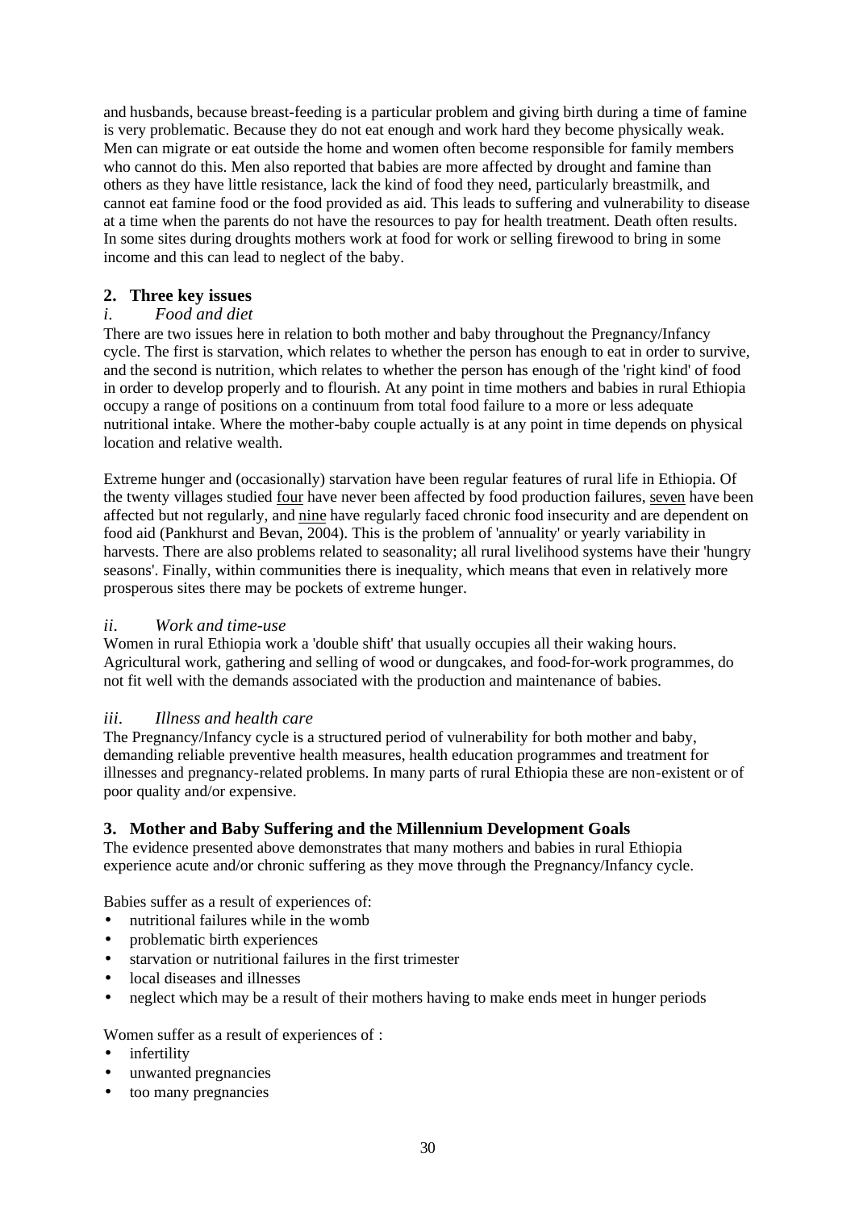and husbands, because breast-feeding is a particular problem and giving birth during a time of famine is very problematic. Because they do not eat enough and work hard they become physically weak. Men can migrate or eat outside the home and women often become responsible for family members who cannot do this. Men also reported that babies are more affected by drought and famine than others as they have little resistance, lack the kind of food they need, particularly breastmilk, and cannot eat famine food or the food provided as aid. This leads to suffering and vulnerability to disease at a time when the parents do not have the resources to pay for health treatment. Death often results. In some sites during droughts mothers work at food for work or selling firewood to bring in some income and this can lead to neglect of the baby.

## 2. Three key issues

### *i. Food and diet*

There are two issues here in relation to both mother and baby throughout the Pregnancy/Infancy cycle. The first is starvation, which relates to whether the person has enough to eat in order to survive, and the second is nutrition, which relates to whether the person has enough of the 'right kind' of food in order to develop properly and to flourish. At any point in time mothers and babies in rural Ethiopia occupy a range of positions on a continuum from total food failure to a more or less adequate nutritional intake. Where the mother-baby couple actually is at any point in time depends on physical location and relative wealth.

Extreme hunger and (occasionally) starvation have been regular features of rural life in Ethiopia. Of the twenty villages studied <u>four</u> have never been affected by food production failures, <u>seven</u> have been affected but not regularly, and <u>nine</u> have regularly faced chronic food insecurity and are dependent on food aid (Pankhurst and Bevan, 2004). This is the problem of 'annuality' or yearly variability in harvests. There are also problems related to seasonality; all rural livelihood systems have their 'hungry seasons'. Finally, within communities there is inequality, which means that even in relatively more prosperous sites there may be pockets of extreme hunger.

### *ii. Work and time-use*

Women in rural Ethiopia work a 'double shift' that usually occupies all their waking hours. Agricultural work, gathering and selling of wood or dungcakes, and food-for-work programmes, do not fit well with the demands associated with the production and maintenance of babies.

### *iii. Illness and health care*

The Pregnancy/Infancy cycle is a structured period of vulnerability for both mother and baby, demanding reliable preventive health measures, health education programmes and treatment for illnesses and pregnancy-related problems. In many parts of rural Ethiopia these are non-existent or of poor quality and/or expensive.

## 3. Mother and Baby Suffering and the Millennium Development Goals

The evidence presented above demonstrates that many mothers and babies in rural Ethiopia experience acute and/or chronic suffering as they move through the Pregnancy/Infancy cycle.

Babies suffer as a result of experiences of:

- nutritional failures while in the womb
- problematic birth experiences
- starvation or nutritional failures in the first trimester
- local diseases and illnesses
- neglect which may be a result of their mothers having to make ends meet in hunger periods

Women suffer as a result of experiences of :

- infertility
- unwanted pregnancies
- too many pregnancies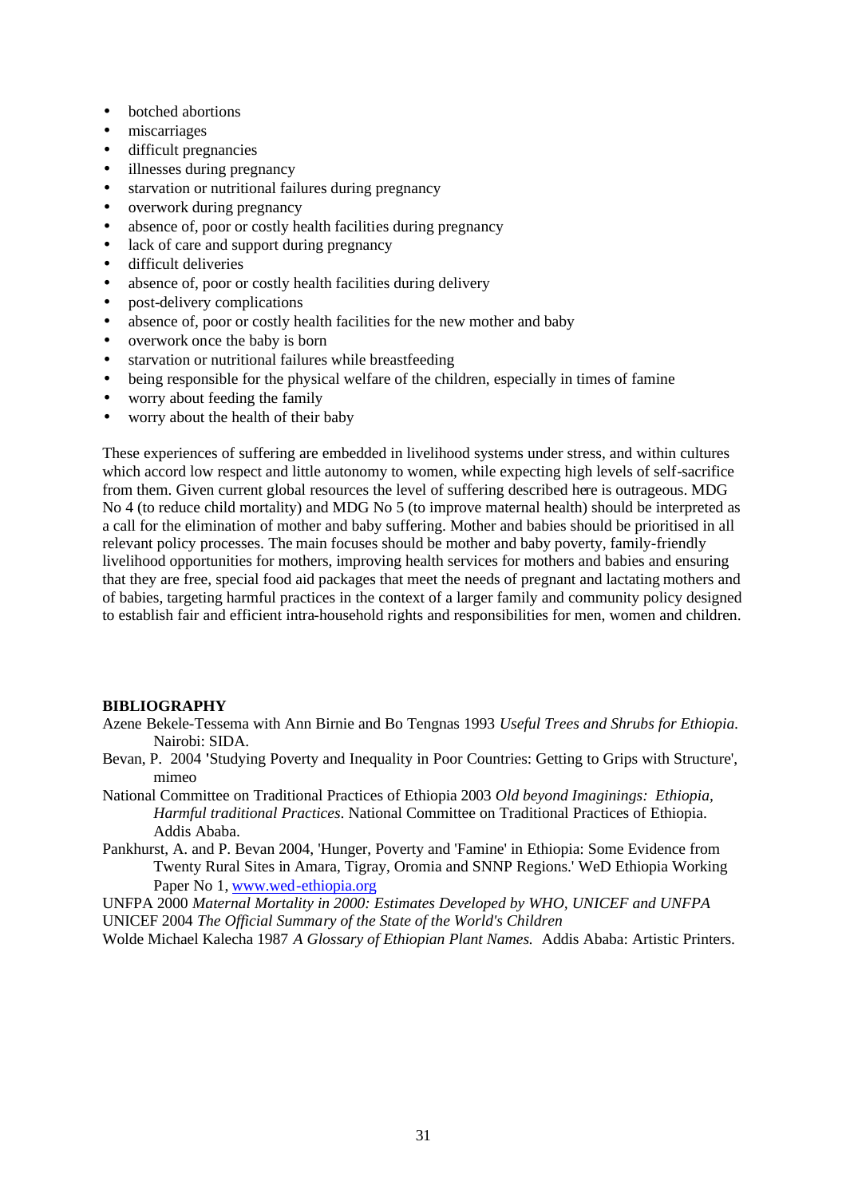- botched abortions
- miscarriages
- difficult pregnancies
- illnesses during pregnancy
- starvation or nutritional failures during pregnancy
- overwork during pregnancy
- absence of, poor or costly health facilities during pregnancy
- lack of care and support during pregnancy
- difficult deliveries
- absence of, poor or costly health facilities during delivery
- post-delivery complications
- absence of, poor or costly health facilities for the new mother and baby
- overwork once the baby is born
- starvation or nutritional failures while breastfeeding
- being responsible for the physical welfare of the children, especially in times of famine
- worry about feeding the family
- worry about the health of their baby

These experiences of suffering are embedded in livelihood systems under stress, and within cultures which accord low respect and little autonomy to women, while expecting high levels of self-sacrifice from them. Given current global resources the level of suffering described here is outrageous. MDG No 4 (to reduce child mortality) and MDG No 5 (to improve maternal health) should be interpreted as a call for the elimination of mother and baby suffering. Mother and babies should be prioritised in all relevant policy processes. The main focuses should be mother and baby poverty, family-friendly livelihood opportunities for mothers, improving health services for mothers and babies and ensuring that they are free, special food aid packages that meet the needs of pregnant and lactating mothers and of babies, targeting harmful practices in the context of a larger family and community policy designed to establish fair and efficient intra-household rights and responsibilities for men, women and children.

**BIBLIOGRAPHY**

Azene Bekele-Tessema with Ann Birnie and Bo Tengnas 1993 *Useful Trees and Shrubs for Ethiopia.* Nairobi: SIDA.

Bevan, P. 2004 'Studying Poverty and Inequality in Poor Countries: Getting to Grips with Structure', mimeo

National Committee on Traditional Practices of Ethiopia 2003 *Old beyond Imaginings: Ethiopia, Harmful traditional Practices*. National Committee on Traditional Practices of Ethiopia. Addis Ababa.

Pankhurst, A. and P. Bevan 2004, 'Hunger, Poverty and 'Famine' in Ethiopia: Some Evidence from Twenty Rural Sites in Amara, Tigray, Oromia and SNNP Regions.' WeD Ethiopia Working Paper No 1, www.wed-ethiopia.org

UNFPA 2000 *Maternal Mortality in 2000: Estimates Developed by WHO, UNICEF and UNFPA*

UNICEF 2004 *The Official Summary of the State of the World's Children*

Wolde Michael Kalecha 1987 *A Glossary of Ethiopian Plant Names.* Addis Ababa: Artistic Printers.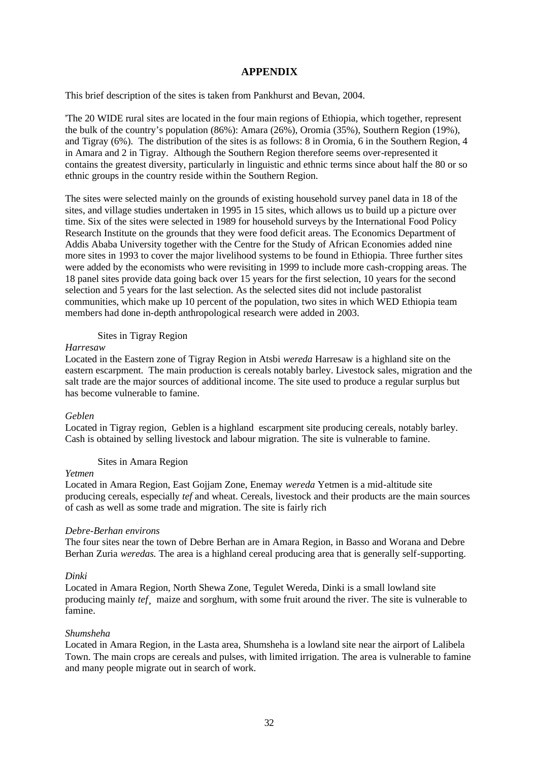# APPENDIX

This brief description of the sites is taken from Pankhurst and Bevan, 2004.

'The 20 WIDE rural sites are located in the four main regions of Ethiopia, which together, represent the bulk of the country's population (86%): Amara (26%), Oromia (35%), Southern Region (19%), and Tigray (6%). The distribution of the sites is as follows: 8 in Oromia, 6 in the Southern Region, 4 in Amara and 2 in Tigray. Although the Southern Region therefore seems over-represented it contains the greatest diversity, particularly in linguistic and ethnic terms since about half the 80 or so ethnic groups in the country reside within the Southern Region.

The sites were selected mainly on the grounds of existing household survey panel data in 18 of the sites, and village studies undertaken in 1995 in 15 sites, which allows us to build up a picture over time. Six of the sites were selected in 1989 for household surveys by the International Food Policy Research Institute on the grounds that they were food deficit areas. The Economics Department of Addis Ababa University together with the Centre for the Study of African Economies added nine more sites in 1993 to cover the major livelihood systems to be found in Ethiopia. Three further sites were added by the economists who were revisiting in 1999 to include more cash-cropping areas. The 18 panel sites provide data going back over 15 years for the first selection, 10 years for the second selection and 5 years for the last selection. As the selected sites did not include pastoralist communities, which make up 10 percent of the population, two sites in which WED Ethiopia team members had done in-depth anthropological research were added in 2003.

## Sites in Tigray Region

*Harresaw*

Located in the Eastern zone of Tigray Region in Atsbi *wereda* Harresaw is a highland site on the eastern escarpment. The main production is cereals notably barley. Livestock sales, migration and the salt trade are the major sources of additional income. The site used to produce a regular surplus but has become vulnerable to famine.

*Geblen*

Located in Tigray region, Geblen is a highland escarpment site producing cereals, notably barley. Cash is obtained by selling livestock and labour migration. The site is vulnerable to famine.

## Sites in Amara Region

*Yetmen*

Located in Amara Region, East Gojjam Zone, Enemay *wereda* Yetmen is a mid-altitude site producing cereals, especially *tef* and wheat. Cereals, livestock and their products are the main sources of cash as well as some trade and migration. The site is fairly rich

*Debre-Berhan environs*

The four sites near the town of Debre Berhan are in Amara Region, in Basso and Worana and Debre Berhan Zuria *weredas.* The area is a highland cereal producing area that is generally self-supporting.

*Dinki*

Located in Amara Region, North Shewa Zone, Tegulet Wereda, Dinki is a small lowland site producing mainly *tef*¸ maize and sorghum, with some fruit around the river. The site is vulnerable to famine.

*Shumsheha*

Located in Amara Region, in the Lasta area, Shumsheha is a lowland site near the airport of Lalibela Town. The main crops are cereals and pulses, with limited irrigation. The area is vulnerable to famine and many people migrate out in search of work.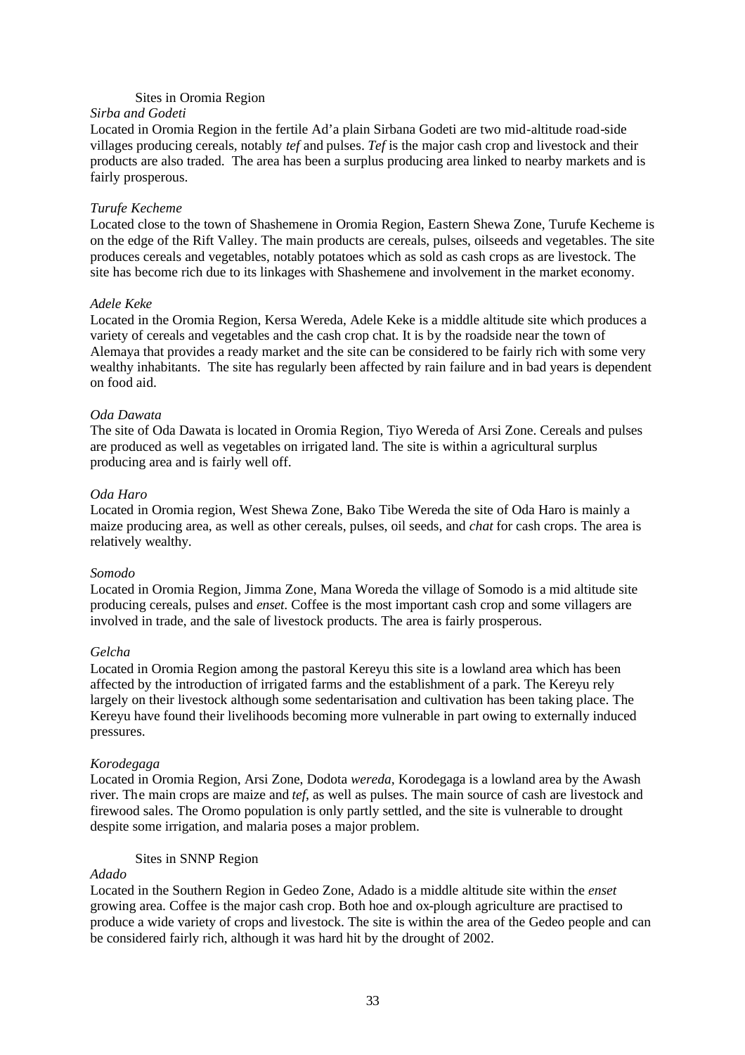### Sites in Oromia Region

*Sirba and Godeti*

Located in Oromia Region in the fertile Ad'a plain Sirbana Godeti are two mid-altitude road-side villages producing cereals, notably *tef* and pulses. *Tef* is the major cash crop and livestock and their products are also traded. The area has been a surplus producing area linked to nearby markets and is fairly prosperous.

*Turufe Kecheme*

Located close to the town of Shashemene in Oromia Region, Eastern Shewa Zone, Turufe Kecheme is on the edge of the Rift Valley. The main products are cereals, pulses, oilseeds and vegetables. The site produces cereals and vegetables, notably potatoes which as sold as cash crops as are livestock. The site has become rich due to its linkages with Shashemene and involvement in the market economy.

*Adele Keke*

Located in the Oromia Region, Kersa Wereda, Adele Keke is a middle altitude site which produces a variety of cereals and vegetables and the cash crop chat. It is by the roadside near the town of Alemaya that provides a ready market and the site can be considered to be fairly rich with some very wealthy inhabitants. The site has regularly been affected by rain failure and in bad years is dependent on food aid.

*Oda Dawata*

The site of Oda Dawata is located in Oromia Region, Tiyo Wereda of Arsi Zone. Cereals and pulses are produced as well as vegetables on irrigated land. The site is within a agricultural surplus producing area and is fairly well off.

*Oda Haro*

Located in Oromia region, West Shewa Zone, Bako Tibe Wereda the site of Oda Haro is mainly a maize producing area, as well as other cereals, pulses, oil seeds, and *chat* for cash crops. The area is relatively wealthy.

*Somodo*

Located in Oromia Region, Jimma Zone, Mana Woreda the village of Somodo is a mid altitude site producing cereals, pulses and *enset*. Coffee is the most important cash crop and some villagers are involved in trade, and the sale of livestock products. The area is fairly prosperous.

*Gelcha*

Located in Oromia Region among the pastoral Kereyu this site is a lowland area which has been affected by the introduction of irrigated farms and the establishment of a park. The Kereyu rely largely on their livestock although some sedentarisation and cultivation has been taking place. The Kereyu have found their livelihoods becoming more vulnerable in part owing to externally induced pressures.

*Korodegaga*

Located in Oromia Region, Arsi Zone, Dodota *wereda*, Korodegaga is a lowland area by the Awash river. The main crops are maize and *tef*, as well as pulses. The main source of cash are livestock and firewood sales. The Oromo population is only partly settled, and the site is vulnerable to drought despite some irrigation, and malaria poses a major problem.

### Sites in SNNP Region

*Adado*

Located in the Southern Region in Gedeo Zone, Adado is a middle altitude site within the *enset* growing area. Coffee is the major cash crop. Both hoe and ox-plough agriculture are practised to produce a wide variety of crops and livestock. The site is within the area of the Gedeo people and can be considered fairly rich, although it was hard hit by the drought of 2002.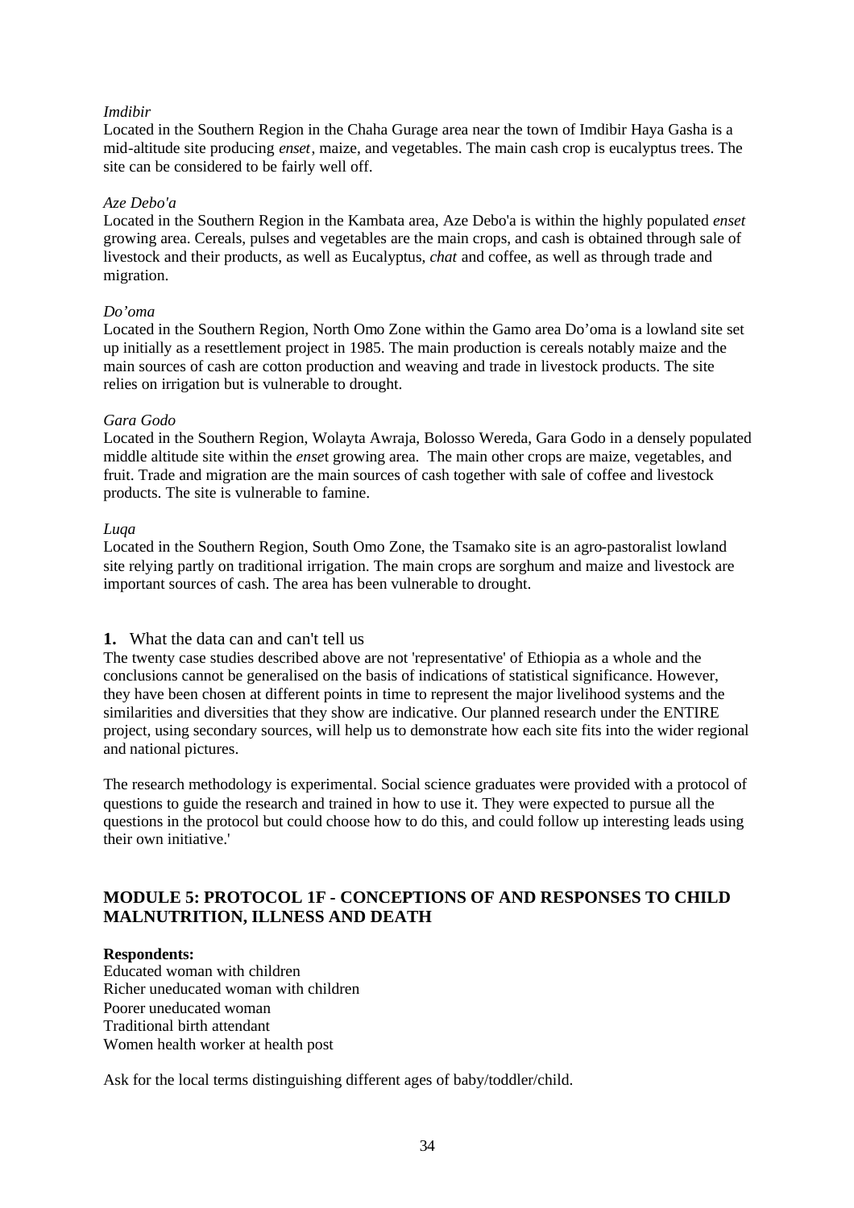*Imdibir*
Located in the Southern Region in the Chaha Gurage area near the town of Imdibir Haya Gasha is a mid-altitude site producing *enset*, maize, and vegetables. The main cash crop is eucalyptus trees. The site can be considered to be fairly well off.

*Aze Debo'a*
Located in the Southern Region in the Kambata area, Aze Debo'a is within the highly populated *enset* growing area. Cereals, pulses and vegetables are the main crops, and cash is obtained through sale of livestock and their products, as well as Eucalyptus, *chat* and coffee, as well as through trade and migration.

*Do'oma*
Located in the Southern Region, North Omo Zone within the Gamo area Do'oma is a lowland site set up initially as a resettlement project in 1985. The main production is cereals notably maize and the main sources of cash are cotton production and weaving and trade in livestock products. The site relies on irrigation but is vulnerable to drought.

*Gara Godo*
Located in the Southern Region, Wolayta Awraja, Bolosso Wereda, Gara Godo in a densely populated middle altitude site within the *enset* growing area. The main other crops are maize, vegetables, and fruit. Trade and migration are the main sources of cash together with sale of coffee and livestock products. The site is vulnerable to famine.

*Luqa*
Located in the Southern Region, South Omo Zone, the Tsamako site is an agro-pastoralist lowland site relying partly on traditional irrigation. The main crops are sorghum and maize and livestock are important sources of cash. The area has been vulnerable to drought.

## 1. What the data can and can't tell us

The twenty case studies described above are not 'representative' of Ethiopia as a whole and the conclusions cannot be generalised on the basis of indications of statistical significance. However, they have been chosen at different points in time to represent the major livelihood systems and the similarities and diversities that they show are indicative. Our planned research under the ENTIRE project, using secondary sources, will help us to demonstrate how each site fits into the wider regional and national pictures.

The research methodology is experimental. Social science graduates were provided with a protocol of questions to guide the research and trained in how to use it. They were expected to pursue all the questions in the protocol but could choose how to do this, and could follow up interesting leads using their own initiative.'

## MODULE 5: PROTOCOL 1F - CONCEPTIONS OF AND RESPONSES TO CHILD MALNUTRITION, ILLNESS AND DEATH

**Respondents:**
Educated woman with children
Richer uneducated woman with children
Poorer uneducated woman
Traditional birth attendant
Women health worker at health post

Ask for the local terms distinguishing different ages of baby/toddler/child.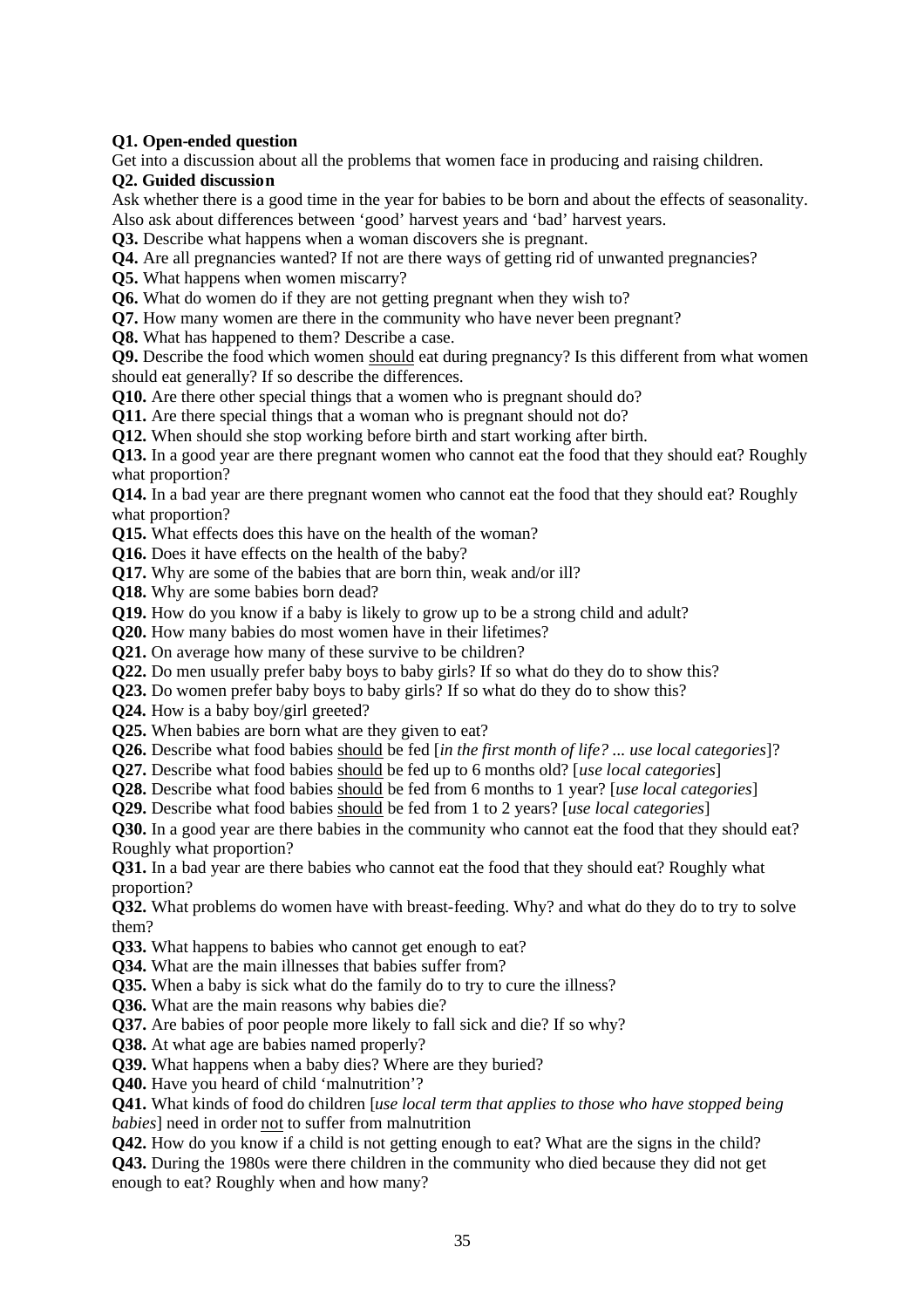**Q1. Open-ended question**

Get into a discussion about all the problems that women face in producing and raising children.

**Q2. Guided discussion**

Ask whether there is a good time in the year for babies to be born and about the effects of seasonality. Also ask about differences between 'good' harvest years and 'bad' harvest years.

**Q3.** Describe what happens when a woman discovers she is pregnant.

**Q4.** Are all pregnancies wanted? If not are there ways of getting rid of unwanted pregnancies?

**Q5.** What happens when women miscarry?

**Q6.** What do women do if they are not getting pregnant when they wish to?

**Q7.** How many women are there in the community who have never been pregnant?

**Q8.** What has happened to them? Describe a case.

**Q9.** Describe the food which women <u>should</u> eat during pregnancy? Is this different from what women should eat generally? If so describe the differences.

**Q10.** Are there other special things that a women who is pregnant should do?

**Q11.** Are there special things that a woman who is pregnant should not do?

**Q12.** When should she stop working before birth and start working after birth.

**Q13.** In a good year are there pregnant women who cannot eat the food that they should eat? Roughly what proportion?

**Q14.** In a bad year are there pregnant women who cannot eat the food that they should eat? Roughly what proportion?

**Q15.** What effects does this have on the health of the woman?

**Q16.** Does it have effects on the health of the baby?

**Q17.** Why are some of the babies that are born thin, weak and/or ill?

**Q18.** Why are some babies born dead?

**Q19.** How do you know if a baby is likely to grow up to be a strong child and adult?

**Q20.** How many babies do most women have in their lifetimes?

**Q21.** On average how many of these survive to be children?

**Q22.** Do men usually prefer baby boys to baby girls? If so what do they do to show this?

**Q23.** Do women prefer baby boys to baby girls? If so what do they do to show this?

**Q24.** How is a baby boy/girl greeted?

**Q25.** When babies are born what are they given to eat?

**Q26.** Describe what food babies <u>should</u> be fed [*in the first month of life? ... use local categories*]?

**Q27.** Describe what food babies <u>should</u> be fed up to 6 months old? [*use local categories*]

**Q28.** Describe what food babies <u>should</u> be fed from 6 months to 1 year? [*use local categories*]

**Q29.** Describe what food babies <u>should</u> be fed from 1 to 2 years? [*use local categories*]

**Q30.** In a good year are there babies in the community who cannot eat the food that they should eat? Roughly what proportion?

**Q31.** In a bad year are there babies who cannot eat the food that they should eat? Roughly what proportion?

**Q32.** What problems do women have with breast-feeding. Why? and what do they do to try to solve them?

**Q33.** What happens to babies who cannot get enough to eat?

**Q34.** What are the main illnesses that babies suffer from?

**Q35.** When a baby is sick what do the family do to try to cure the illness?

**Q36.** What are the main reasons why babies die?

**Q37.** Are babies of poor people more likely to fall sick and die? If so why?

**Q38.** At what age are babies named properly?

**Q39.** What happens when a baby dies? Where are they buried?

**Q40.** Have you heard of child 'malnutrition'?

**Q41.** What kinds of food do children [*use local term that applies to those who have stopped being babies*] need in order <u>not</u> to suffer from malnutrition

**Q42.** How do you know if a child is not getting enough to eat? What are the signs in the child?

**Q43.** During the 1980s were there children in the community who died because they did not get enough to eat? Roughly when and how many?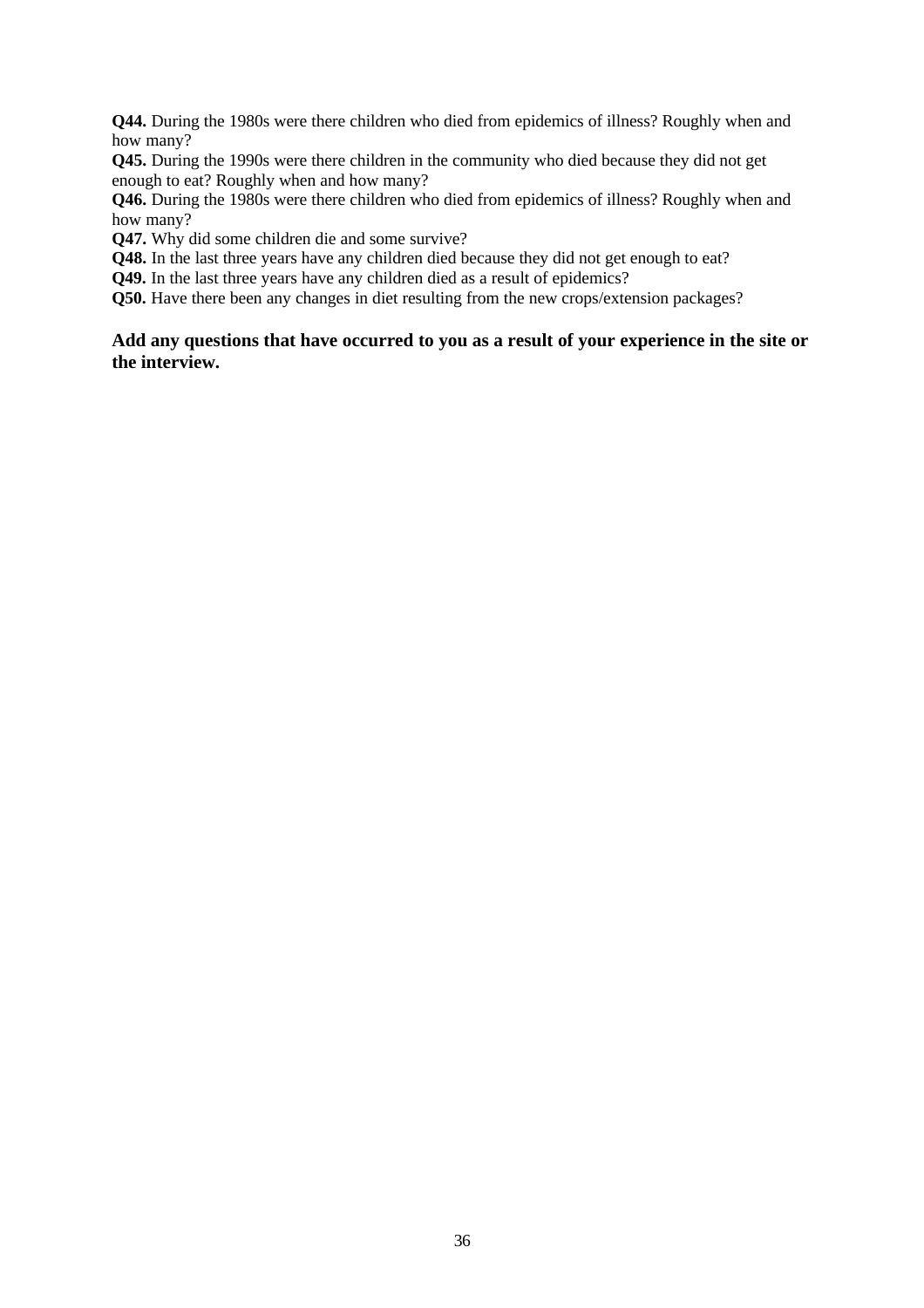**Q44.** During the 1980s were there children who died from epidemics of illness? Roughly when and how many?

**Q45.** During the 1990s were there children in the community who died because they did not get enough to eat? Roughly when and how many?

**Q46.** During the 1980s were there children who died from epidemics of illness? Roughly when and how many?

**Q47.** Why did some children die and some survive?

**Q48.** In the last three years have any children died because they did not get enough to eat?

**Q49.** In the last three years have any children died as a result of epidemics?

**Q50.** Have there been any changes in diet resulting from the new crops/extension packages?

**Add any questions that have occurred to you as a result of your experience in the site or the interview.**